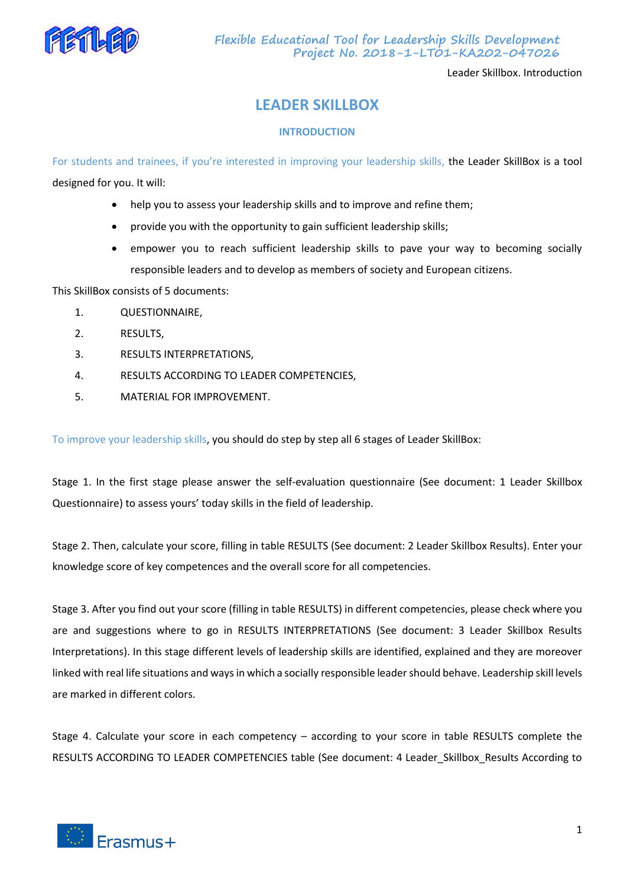# LEADER SKILLBOX

## INTRODUCTION

For students and trainees, if you're interested in improving your leadership skills, the Leader SkillBox is a tool designed for you. It will:

- help you to assess your leadership skills and to improve and refine them;
- provide you with the opportunity to gain sufficient leadership skills;
- empower you to reach sufficient leadership skills to pave your way to becoming socially responsible leaders and to develop as members of society and European citizens.

This SkillBox consists of 5 documents:

1. QUESTIONNAIRE,
2. RESULTS,
3. RESULTS INTERPRETATIONS,
4. RESULTS ACCORDING TO LEADER COMPETENCIES,
5. MATERIAL FOR IMPROVEMENT.

To improve your leadership skills, you should do step by step all 6 stages of Leader SkillBox:

Stage 1. In the first stage please answer the self-evaluation questionnaire (See document: 1 Leader Skillbox Questionnaire) to assess yours' today skills in the field of leadership.

Stage 2. Then, calculate your score, filling in table RESULTS (See document: 2 Leader Skillbox Results). Enter your knowledge score of key competences and the overall score for all competencies.

Stage 3. After you find out your score (filling in table RESULTS) in different competencies, please check where you are and suggestions where to go in RESULTS INTERPRETATIONS (See document: 3 Leader Skillbox Results Interpretations). In this stage different levels of leadership skills are identified, explained and they are moreover linked with real life situations and ways in which a socially responsible leader should behave. Leadership skill levels are marked in different colors.

Stage 4. Calculate your score in each competency – according to your score in table RESULTS complete the RESULTS ACCORDING TO LEADER COMPETENCIES table (See document: 4 Leader_Skillbox_Results According to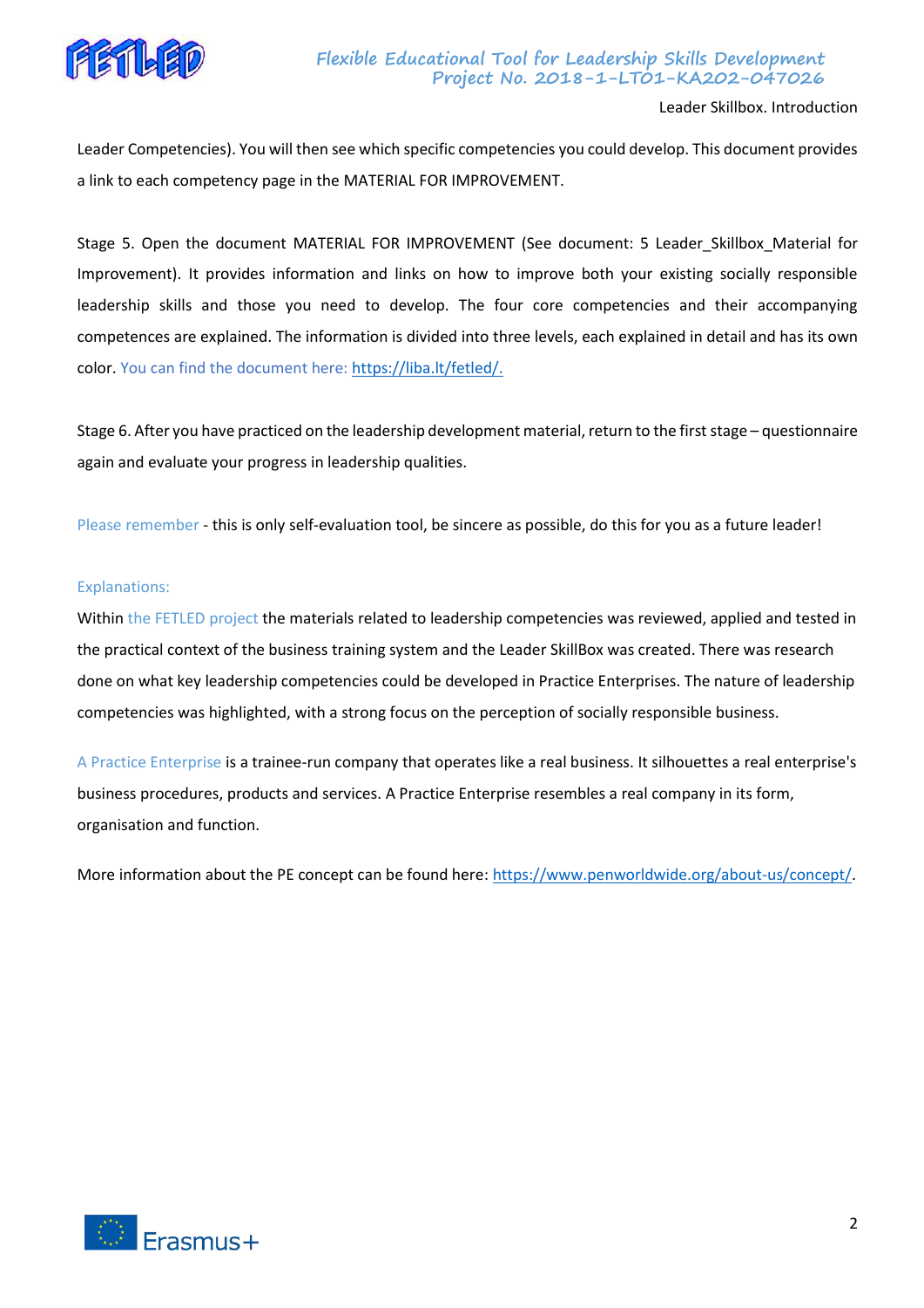Leader Competencies). You will then see which specific competencies you could develop. This document provides a link to each competency page in the MATERIAL FOR IMPROVEMENT.

Stage 5. Open the document MATERIAL FOR IMPROVEMENT (See document: 5 Leader_Skillbox_Material for Improvement). It provides information and links on how to improve both your existing socially responsible leadership skills and those you need to develop. The four core competencies and their accompanying competences are explained. The information is divided into three levels, each explained in detail and has its own color. You can find the document here: https://liba.lt/fetled/.

Stage 6. After you have practiced on the leadership development material, return to the first stage – questionnaire again and evaluate your progress in leadership qualities.

Please remember - this is only self-evaluation tool, be sincere as possible, do this for you as a future leader!

Explanations:

Within the FETLED project the materials related to leadership competencies was reviewed, applied and tested in the practical context of the business training system and the Leader SkillBox was created. There was research done on what key leadership competencies could be developed in Practice Enterprises. The nature of leadership competencies was highlighted, with a strong focus on the perception of socially responsible business.

A Practice Enterprise is a trainee-run company that operates like a real business. It silhouettes a real enterprise's business procedures, products and services. A Practice Enterprise resembles a real company in its form, organisation and function.

More information about the PE concept can be found here: https://www.penworldwide.org/about-us/concept/.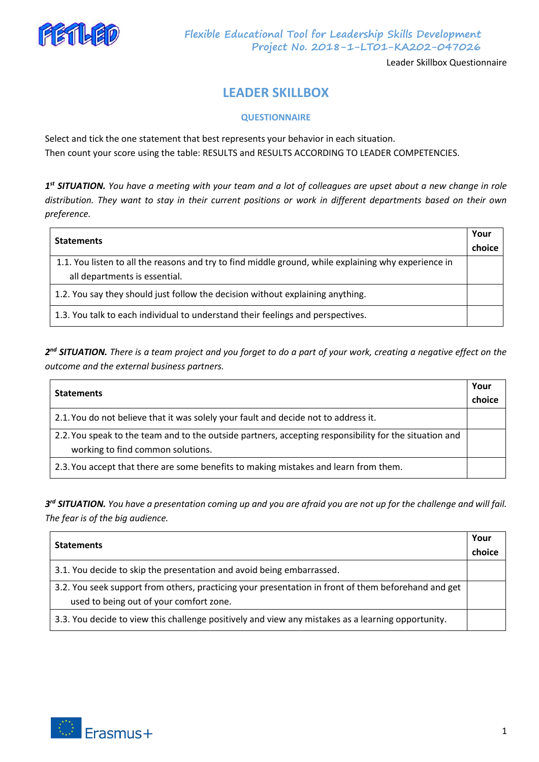# LEADER SKILLBOX

## QUESTIONNAIRE

Select and tick the one statement that best represents your behavior in each situation.
Then count your score using the table: RESULTS and RESULTS ACCORDING TO LEADER COMPETENCIES.

***1st SITUATION.** You have a meeting with your team and a lot of colleagues are upset about a new change in role distribution. They want to stay in their current positions or work in different departments based on their own preference.*

| Statements | Your choice |
|---|---|
| 1.1. You listen to all the reasons and try to find middle ground, while explaining why experience in all departments is essential. | |
| 1.2. You say they should just follow the decision without explaining anything. | |
| 1.3. You talk to each individual to understand their feelings and perspectives. | |

***2nd SITUATION.** There is a team project and you forget to do a part of your work, creating a negative effect on the outcome and the external business partners.*

| Statements | Your choice |
|---|---|
| 2.1. You do not believe that it was solely your fault and decide not to address it. | |
| 2.2. You speak to the team and to the outside partners, accepting responsibility for the situation and working to find common solutions. | |
| 2.3. You accept that there are some benefits to making mistakes and learn from them. | |

***3rd SITUATION.** You have a presentation coming up and you are afraid you are not up for the challenge and will fail. The fear is of the big audience.*

| Statements | Your choice |
|---|---|
| 3.1. You decide to skip the presentation and avoid being embarrassed. | |
| 3.2. You seek support from others, practicing your presentation in front of them beforehand and get used to being out of your comfort zone. | |
| 3.3. You decide to view this challenge positively and view any mistakes as a learning opportunity. | |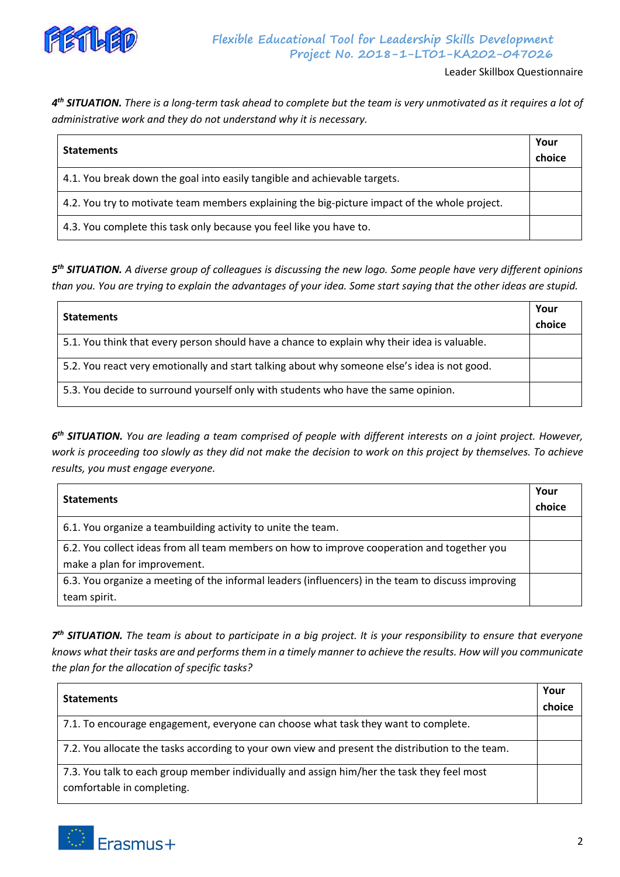***4th SITUATION.*** *There is a long-term task ahead to complete but the team is very unmotivated as it requires a lot of administrative work and they do not understand why it is necessary.*

| **Statements** | **Your choice** |
|---|---|
| 4.1. You break down the goal into easily tangible and achievable targets. | |
| 4.2. You try to motivate team members explaining the big-picture impact of the whole project. | |
| 4.3. You complete this task only because you feel like you have to. | |

***5th SITUATION.*** *A diverse group of colleagues is discussing the new logo. Some people have very different opinions than you. You are trying to explain the advantages of your idea. Some start saying that the other ideas are stupid.*

| **Statements** | **Your choice** |
|---|---|
| 5.1. You think that every person should have a chance to explain why their idea is valuable. | |
| 5.2. You react very emotionally and start talking about why someone else's idea is not good. | |
| 5.3. You decide to surround yourself only with students who have the same opinion. | |

***6th SITUATION.*** *You are leading a team comprised of people with different interests on a joint project. However, work is proceeding too slowly as they did not make the decision to work on this project by themselves. To achieve results, you must engage everyone.*

| **Statements** | **Your choice** |
|---|---|
| 6.1. You organize a teambuilding activity to unite the team. | |
| 6.2. You collect ideas from all team members on how to improve cooperation and together you make a plan for improvement. | |
| 6.3. You organize a meeting of the informal leaders (influencers) in the team to discuss improving team spirit. | |

***7th SITUATION.*** *The team is about to participate in a big project. It is your responsibility to ensure that everyone knows what their tasks are and performs them in a timely manner to achieve the results. How will you communicate the plan for the allocation of specific tasks?*

| **Statements** | **Your choice** |
|---|---|
| 7.1. To encourage engagement, everyone can choose what task they want to complete. | |
| 7.2. You allocate the tasks according to your own view and present the distribution to the team. | |
| 7.3. You talk to each group member individually and assign him/her the task they feel most comfortable in completing. | |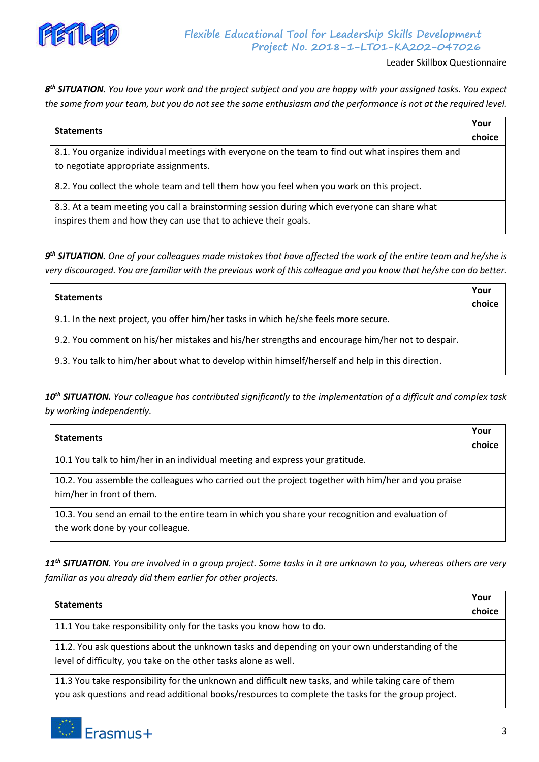***8th SITUATION.*** *You love your work and the project subject and you are happy with your assigned tasks. You expect the same from your team, but you do not see the same enthusiasm and the performance is not at the required level.*

| **Statements** | **Your choice** |
|---|---|
| 8.1. You organize individual meetings with everyone on the team to find out what inspires them and to negotiate appropriate assignments. | |
| 8.2. You collect the whole team and tell them how you feel when you work on this project. | |
| 8.3. At a team meeting you call a brainstorming session during which everyone can share what inspires them and how they can use that to achieve their goals. | |

***9th SITUATION.*** *One of your colleagues made mistakes that have affected the work of the entire team and he/she is very discouraged. You are familiar with the previous work of this colleague and you know that he/she can do better.*

| **Statements** | **Your choice** |
|---|---|
| 9.1. In the next project, you offer him/her tasks in which he/she feels more secure. | |
| 9.2. You comment on his/her mistakes and his/her strengths and encourage him/her not to despair. | |
| 9.3. You talk to him/her about what to develop within himself/herself and help in this direction. | |

***10th SITUATION.*** *Your colleague has contributed significantly to the implementation of a difficult and complex task by working independently.*

| **Statements** | **Your choice** |
|---|---|
| 10.1 You talk to him/her in an individual meeting and express your gratitude. | |
| 10.2. You assemble the colleagues who carried out the project together with him/her and you praise him/her in front of them. | |
| 10.3. You send an email to the entire team in which you share your recognition and evaluation of the work done by your colleague. | |

***11th SITUATION.*** *You are involved in a group project. Some tasks in it are unknown to you, whereas others are very familiar as you already did them earlier for other projects.*

| **Statements** | **Your choice** |
|---|---|
| 11.1 You take responsibility only for the tasks you know how to do. | |
| 11.2. You ask questions about the unknown tasks and depending on your own understanding of the level of difficulty, you take on the other tasks alone as well. | |
| 11.3 You take responsibility for the unknown and difficult new tasks, and while taking care of them you ask questions and read additional books/resources to complete the tasks for the group project. | |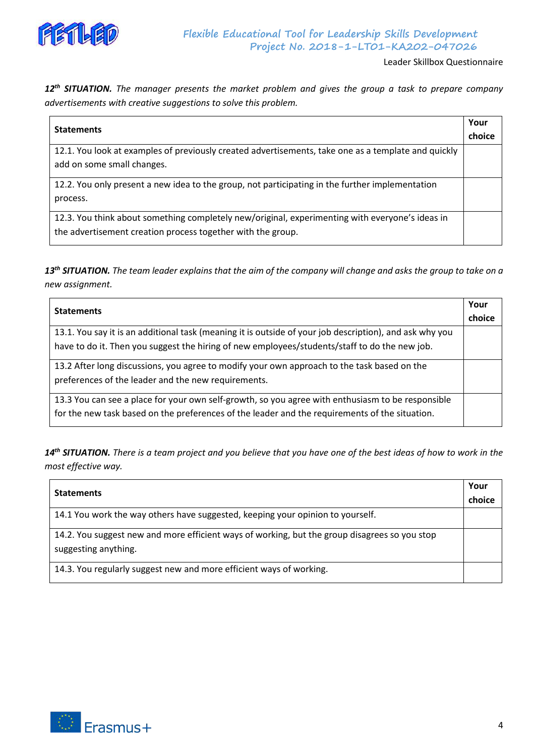***12th SITUATION.*** *The manager presents the market problem and gives the group a task to prepare company advertisements with creative suggestions to solve this problem.*

| **Statements** | **Your choice** |
|---|---|
| 12.1. You look at examples of previously created advertisements, take one as a template and quickly add on some small changes. | |
| 12.2. You only present a new idea to the group, not participating in the further implementation process. | |
| 12.3. You think about something completely new/original, experimenting with everyone's ideas in the advertisement creation process together with the group. | |

***13th SITUATION.*** *The team leader explains that the aim of the company will change and asks the group to take on a new assignment.*

| **Statements** | **Your choice** |
|---|---|
| 13.1. You say it is an additional task (meaning it is outside of your job description), and ask why you have to do it. Then you suggest the hiring of new employees/students/staff to do the new job. | |
| 13.2 After long discussions, you agree to modify your own approach to the task based on the preferences of the leader and the new requirements. | |
| 13.3 You can see a place for your own self-growth, so you agree with enthusiasm to be responsible for the new task based on the preferences of the leader and the requirements of the situation. | |

***14th SITUATION.*** *There is a team project and you believe that you have one of the best ideas of how to work in the most effective way.*

| **Statements** | **Your choice** |
|---|---|
| 14.1 You work the way others have suggested, keeping your opinion to yourself. | |
| 14.2. You suggest new and more efficient ways of working, but the group disagrees so you stop suggesting anything. | |
| 14.3. You regularly suggest new and more efficient ways of working. | |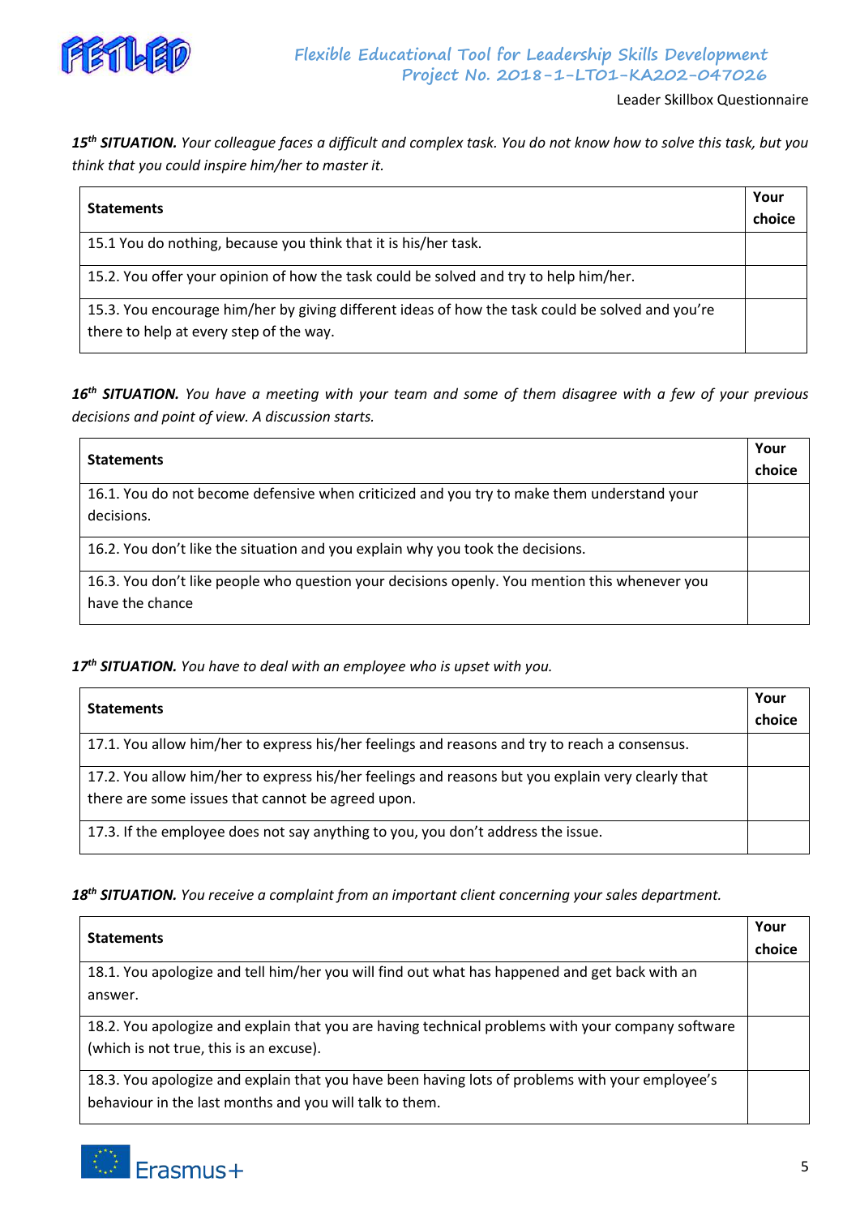***15th SITUATION.*** *Your colleague faces a difficult and complex task. You do not know how to solve this task, but you think that you could inspire him/her to master it.*

| **Statements** | **Your choice** |
|---|---|
| 15.1 You do nothing, because you think that it is his/her task. | |
| 15.2. You offer your opinion of how the task could be solved and try to help him/her. | |
| 15.3. You encourage him/her by giving different ideas of how the task could be solved and you're there to help at every step of the way. | |

***16th SITUATION.*** *You have a meeting with your team and some of them disagree with a few of your previous decisions and point of view. A discussion starts.*

| **Statements** | **Your choice** |
|---|---|
| 16.1. You do not become defensive when criticized and you try to make them understand your decisions. | |
| 16.2. You don't like the situation and you explain why you took the decisions. | |
| 16.3. You don't like people who question your decisions openly. You mention this whenever you have the chance | |

***17th SITUATION.*** *You have to deal with an employee who is upset with you.*

| **Statements** | **Your choice** |
|---|---|
| 17.1. You allow him/her to express his/her feelings and reasons and try to reach a consensus. | |
| 17.2. You allow him/her to express his/her feelings and reasons but you explain very clearly that there are some issues that cannot be agreed upon. | |
| 17.3. If the employee does not say anything to you, you don't address the issue. | |

***18th SITUATION.*** *You receive a complaint from an important client concerning your sales department.*

| **Statements** | **Your choice** |
|---|---|
| 18.1. You apologize and tell him/her you will find out what has happened and get back with an answer. | |
| 18.2. You apologize and explain that you are having technical problems with your company software (which is not true, this is an excuse). | |
| 18.3. You apologize and explain that you have been having lots of problems with your employee's behaviour in the last months and you will talk to them. | |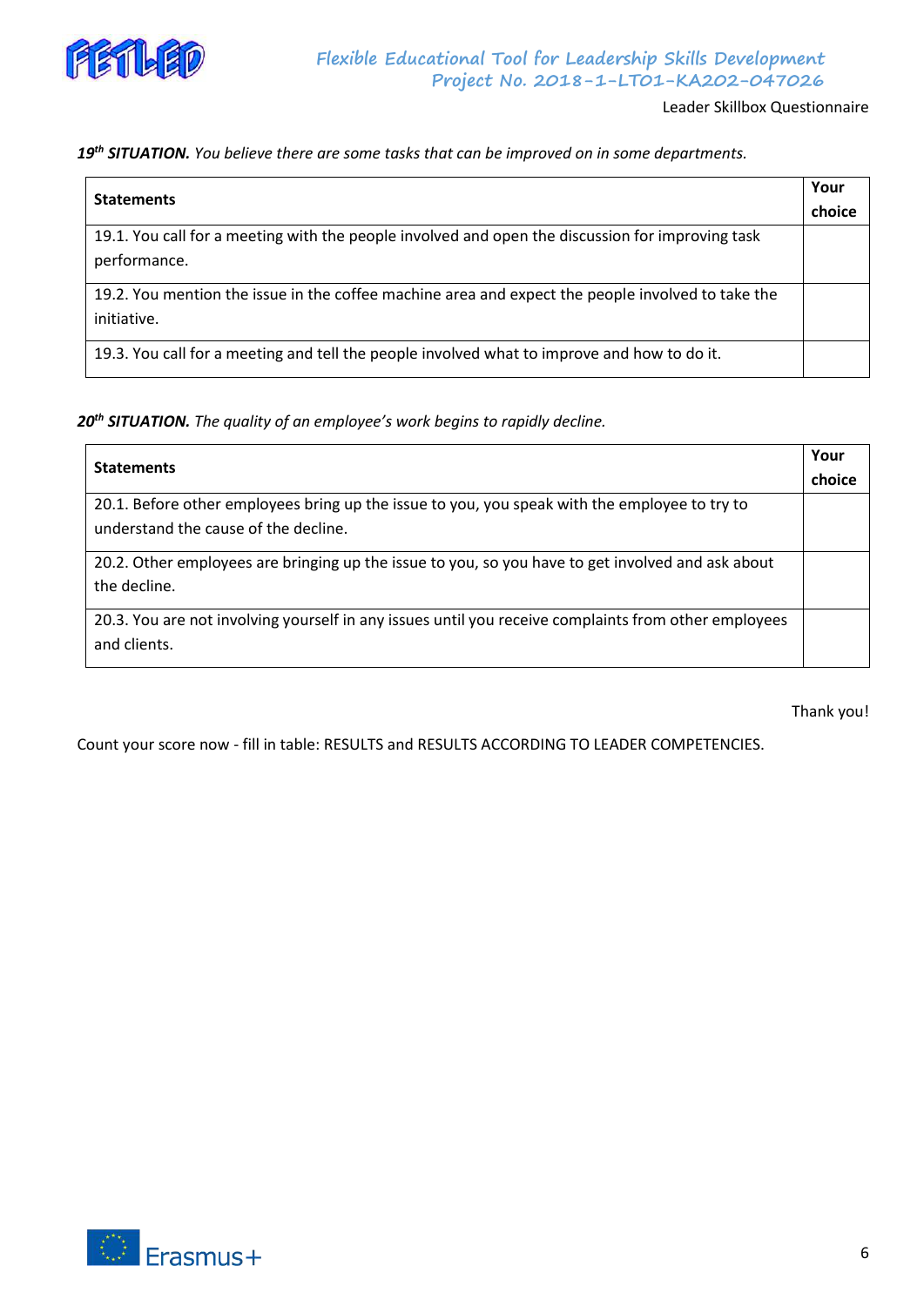***19th SITUATION.*** *You believe there are some tasks that can be improved on in some departments.*

| Statements | Your choice |
|---|---|
| 19.1. You call for a meeting with the people involved and open the discussion for improving task performance. | |
| 19.2. You mention the issue in the coffee machine area and expect the people involved to take the initiative. | |
| 19.3. You call for a meeting and tell the people involved what to improve and how to do it. | |

***20th SITUATION.*** *The quality of an employee's work begins to rapidly decline.*

| Statements | Your choice |
|---|---|
| 20.1. Before other employees bring up the issue to you, you speak with the employee to try to understand the cause of the decline. | |
| 20.2. Other employees are bringing up the issue to you, so you have to get involved and ask about the decline. | |
| 20.3. You are not involving yourself in any issues until you receive complaints from other employees and clients. | |

Thank you!

Count your score now - fill in table: RESULTS and RESULTS ACCORDING TO LEADER COMPETENCIES.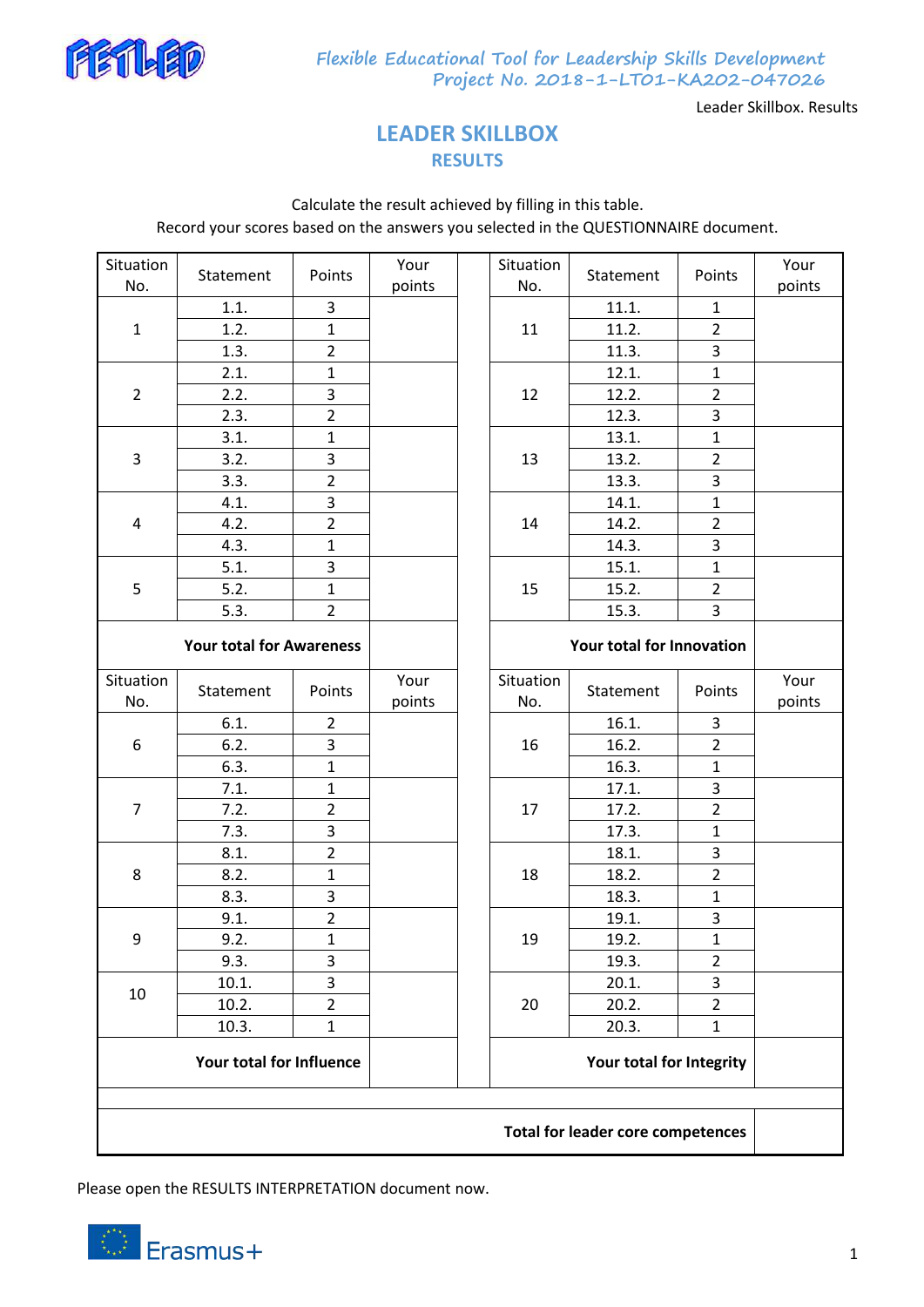Leader Skillbox. Results

# LEADER SKILLBOX

## RESULTS

Calculate the result achieved by filling in this table.
Record your scores based on the answers you selected in the QUESTIONNAIRE document.

| Situation No. | Statement | Points | Your points | | Situation No. | Statement | Points | Your points |
|---|---|---|---|---|---|---|---|---|
| 1 | 1.1. | 3 | | | 11 | 11.1. | 1 | |
| | 1.2. | 1 | | | | 11.2. | 2 | |
| | 1.3. | 2 | | | | 11.3. | 3 | |
| 2 | 2.1. | 1 | | | 12 | 12.1. | 1 | |
| | 2.2. | 3 | | | | 12.2. | 2 | |
| | 2.3. | 2 | | | | 12.3. | 3 | |
| 3 | 3.1. | 1 | | | 13 | 13.1. | 1 | |
| | 3.2. | 3 | | | | 13.2. | 2 | |
| | 3.3. | 2 | | | | 13.3. | 3 | |
| 4 | 4.1. | 3 | | | 14 | 14.1. | 1 | |
| | 4.2. | 2 | | | | 14.2. | 2 | |
| | 4.3. | 1 | | | | 14.3. | 3 | |
| 5 | 5.1. | 3 | | | 15 | 15.1. | 1 | |
| | 5.2. | 1 | | | | 15.2. | 2 | |
| | 5.3. | 2 | | | | 15.3. | 3 | |
| **Your total for Awareness** | | | | | **Your total for Innovation** | | | |
| Situation No. | Statement | Points | Your points | | Situation No. | Statement | Points | Your points |
| 6 | 6.1. | 2 | | | 16 | 16.1. | 3 | |
| | 6.2. | 3 | | | | 16.2. | 2 | |
| | 6.3. | 1 | | | | 16.3. | 1 | |
| 7 | 7.1. | 1 | | | 17 | 17.1. | 3 | |
| | 7.2. | 2 | | | | 17.2. | 2 | |
| | 7.3. | 3 | | | | 17.3. | 1 | |
| 8 | 8.1. | 2 | | | 18 | 18.1. | 3 | |
| | 8.2. | 1 | | | | 18.2. | 2 | |
| | 8.3. | 3 | | | | 18.3. | 1 | |
| 9 | 9.1. | 2 | | | 19 | 19.1. | 3 | |
| | 9.2. | 1 | | | | 19.2. | 1 | |
| | 9.3. | 3 | | | | 19.3. | 2 | |
| 10 | 10.1. | 3 | | | 20 | 20.1. | 3 | |
| | 10.2. | 2 | | | | 20.2. | 2 | |
| | 10.3. | 1 | | | | 20.3. | 1 | |
| **Your total for Influence** | | | | | **Your total for Integrity** | | | |
| | | | | | | | | |
| **Total for leader core competences** | | | | | | | | |

Please open the RESULTS INTERPRETATION document now.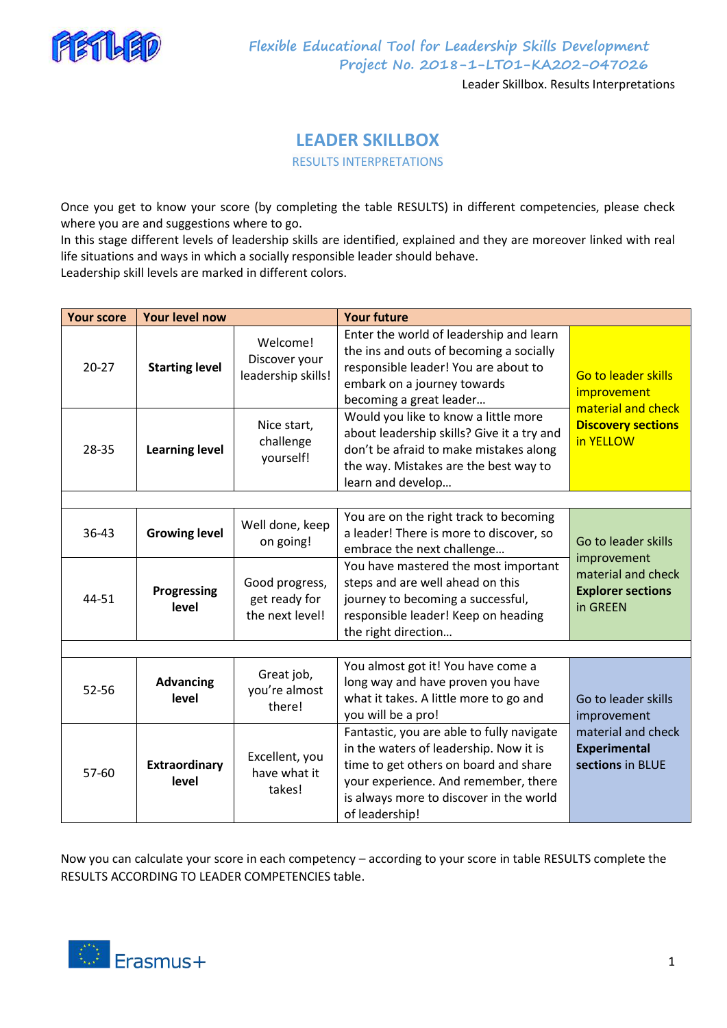# LEADER SKILLBOX

RESULTS INTERPRETATIONS

Once you get to know your score (by completing the table RESULTS) in different competencies, please check where you are and suggestions where to go.
In this stage different levels of leadership skills are identified, explained and they are moreover linked with real life situations and ways in which a socially responsible leader should behave.
Leadership skill levels are marked in different colors.

| Your score | Your level now | | Your future | |
|---|---|---|---|---|
| 20-27 | **Starting level** | Welcome! Discover your leadership skills! | Enter the world of leadership and learn the ins and outs of becoming a socially responsible leader! You are about to embark on a journey towards becoming a great leader… | Go to leader skills improvement material and check **Discovery sections** in YELLOW |
| 28-35 | **Learning level** | Nice start, challenge yourself! | Would you like to know a little more about leadership skills? Give it a try and don't be afraid to make mistakes along the way. Mistakes are the best way to learn and develop… | |
| | | | | |
| 36-43 | **Growing level** | Well done, keep on going! | You are on the right track to becoming a leader! There is more to discover, so embrace the next challenge… | Go to leader skills improvement material and check **Explorer sections** in GREEN |
| 44-51 | **Progressing level** | Good progress, get ready for the next level! | You have mastered the most important steps and are well ahead on this journey to becoming a successful, responsible leader! Keep on heading the right direction… | |
| | | | | |
| 52-56 | **Advancing level** | Great job, you're almost there! | You almost got it! You have come a long way and have proven you have what it takes. A little more to go and you will be a pro! | Go to leader skills improvement material and check **Experimental sections** in BLUE |
| 57-60 | **Extraordinary level** | Excellent, you have what it takes! | Fantastic, you are able to fully navigate in the waters of leadership. Now it is time to get others on board and share your experience. And remember, there is always more to discover in the world of leadership! | |

Now you can calculate your score in each competency – according to your score in table RESULTS complete the RESULTS ACCORDING TO LEADER COMPETENCIES table.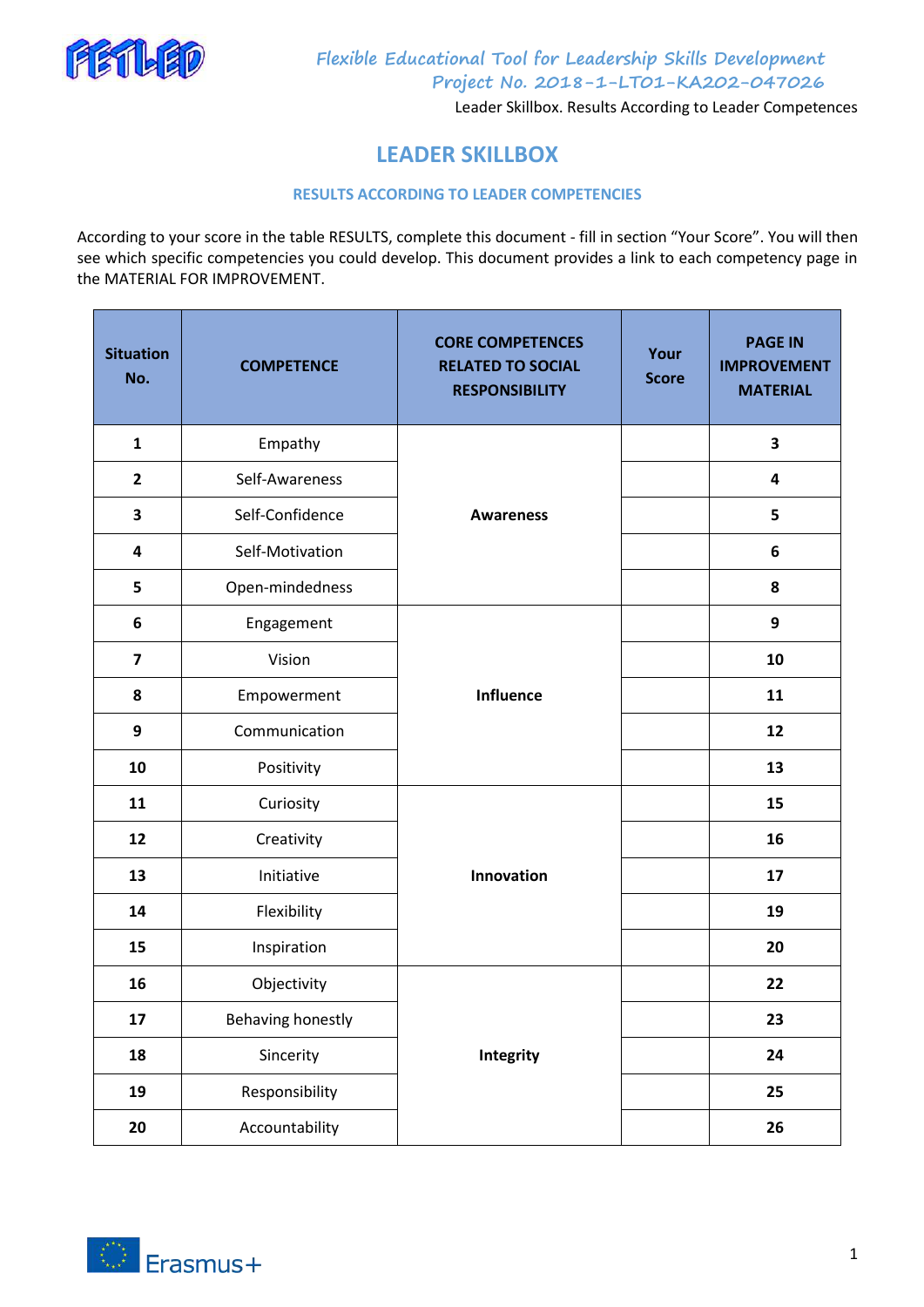# LEADER SKILLBOX

## RESULTS ACCORDING TO LEADER COMPETENCIES

According to your score in the table RESULTS, complete this document - fill in section "Your Score". You will then see which specific competencies you could develop. This document provides a link to each competency page in the MATERIAL FOR IMPROVEMENT.

| Situation No. | COMPETENCE | CORE COMPETENCES RELATED TO SOCIAL RESPONSIBILITY | Your Score | PAGE IN IMPROVEMENT MATERIAL |
|---|---|---|---|---|
| 1 | Empathy | Awareness | | 3 |
| 2 | Self-Awareness | | | 4 |
| 3 | Self-Confidence | | | 5 |
| 4 | Self-Motivation | | | 6 |
| 5 | Open-mindedness | | | 8 |
| 6 | Engagement | Influence | | 9 |
| 7 | Vision | | | 10 |
| 8 | Empowerment | | | 11 |
| 9 | Communication | | | 12 |
| 10 | Positivity | | | 13 |
| 11 | Curiosity | Innovation | | 15 |
| 12 | Creativity | | | 16 |
| 13 | Initiative | | | 17 |
| 14 | Flexibility | | | 19 |
| 15 | Inspiration | | | 20 |
| 16 | Objectivity | Integrity | | 22 |
| 17 | Behaving honestly | | | 23 |
| 18 | Sincerity | | | 24 |
| 19 | Responsibility | | | 25 |
| 20 | Accountability | | | 26 |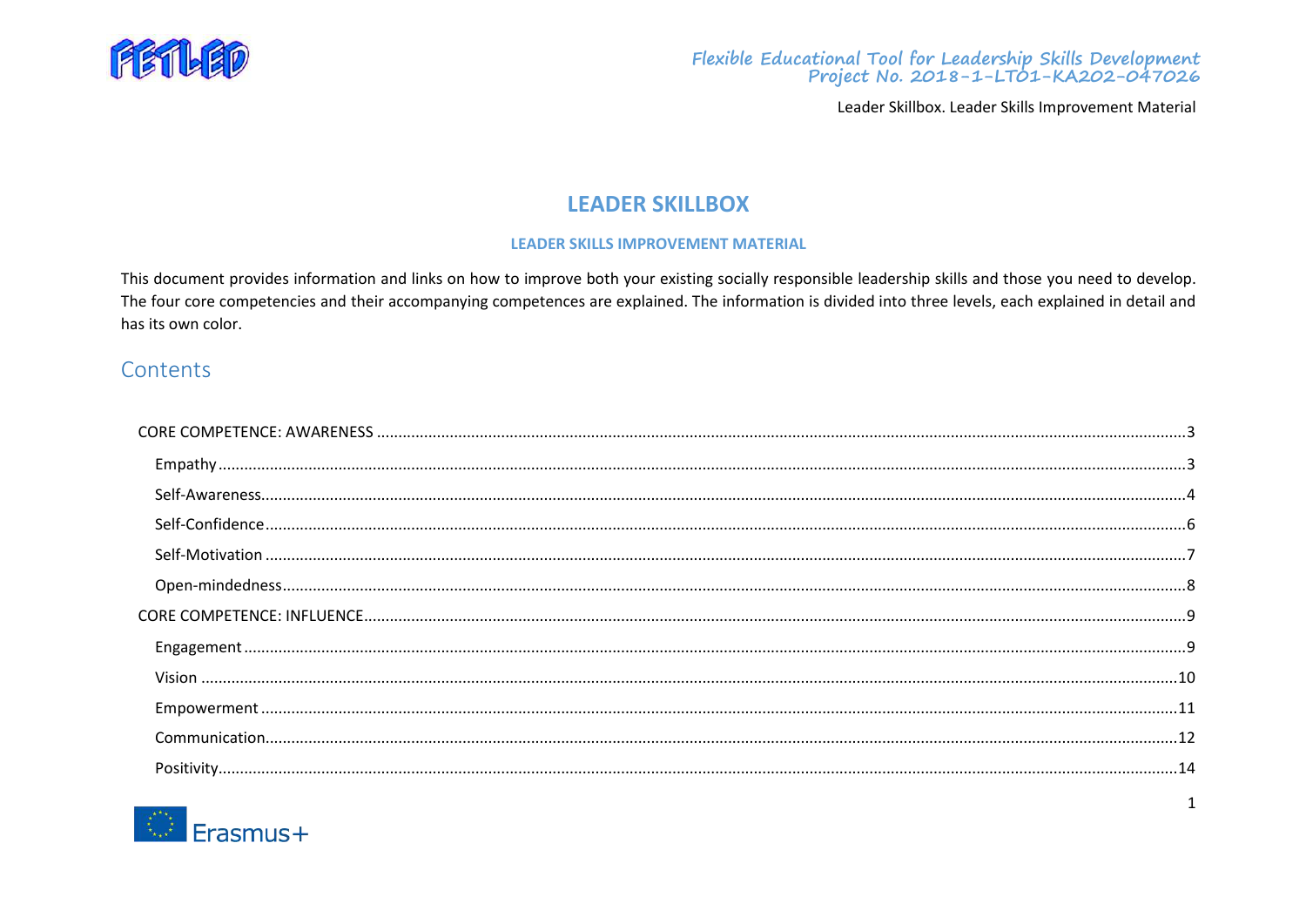# LEADER SKILLBOX

### LEADER SKILLS IMPROVEMENT MATERIAL

This document provides information and links on how to improve both your existing socially responsible leadership skills and those you need to develop. The four core competencies and their accompanying competences are explained. The information is divided into three levels, each explained in detail and has its own color.

## Contents

- CORE COMPETENCE: AWARENESS ....... 3
  - Empathy ....... 3
  - Self-Awareness ....... 4
  - Self-Confidence ....... 6
  - Self-Motivation ....... 7
  - Open-mindedness ....... 8
- CORE COMPETENCE: INFLUENCE ....... 9
  - Engagement ....... 9
  - Vision ....... 10
  - Empowerment ....... 11
  - Communication ....... 12
  - Positivity ....... 14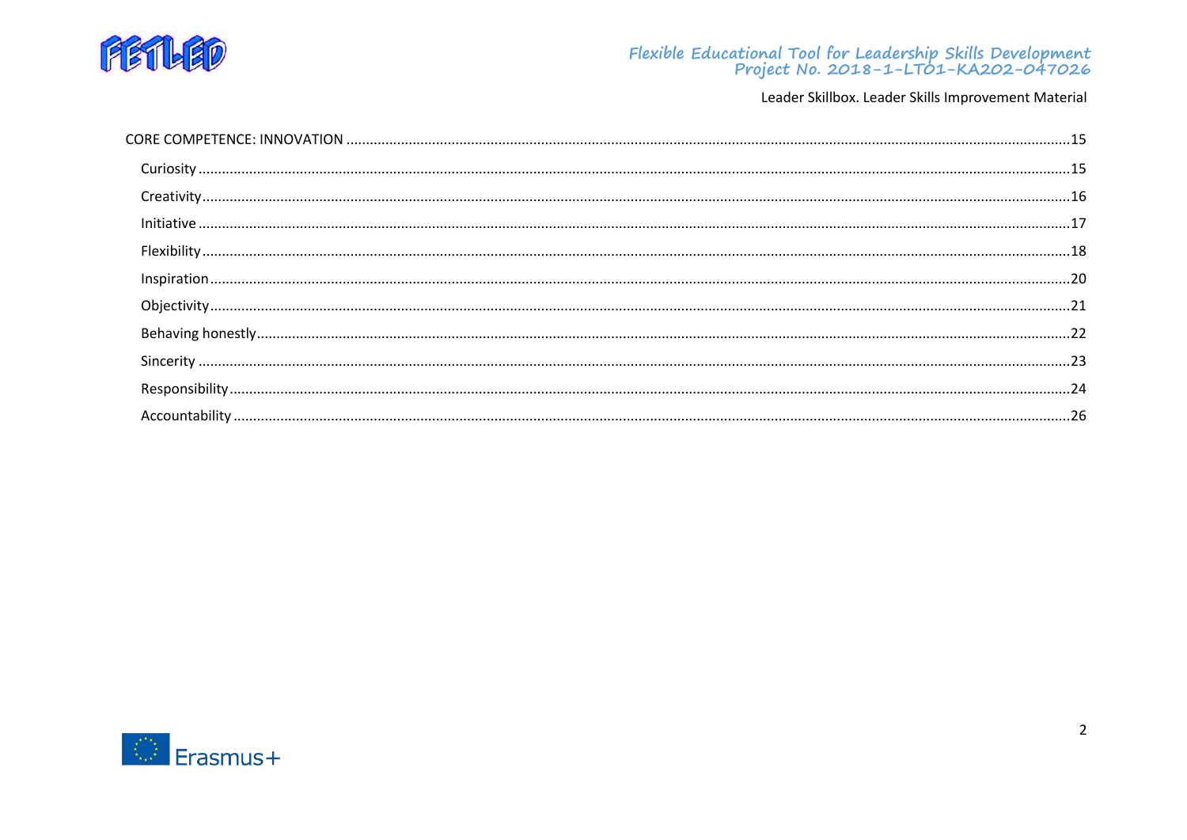CORE COMPETENCE: INNOVATION ....15

- Curiosity ....15
- Creativity ....16
- Initiative ....17
- Flexibility ....18
- Inspiration ....20
- Objectivity ....21
- Behaving honestly ....22
- Sincerity ....23
- Responsibility ....24
- Accountability ....26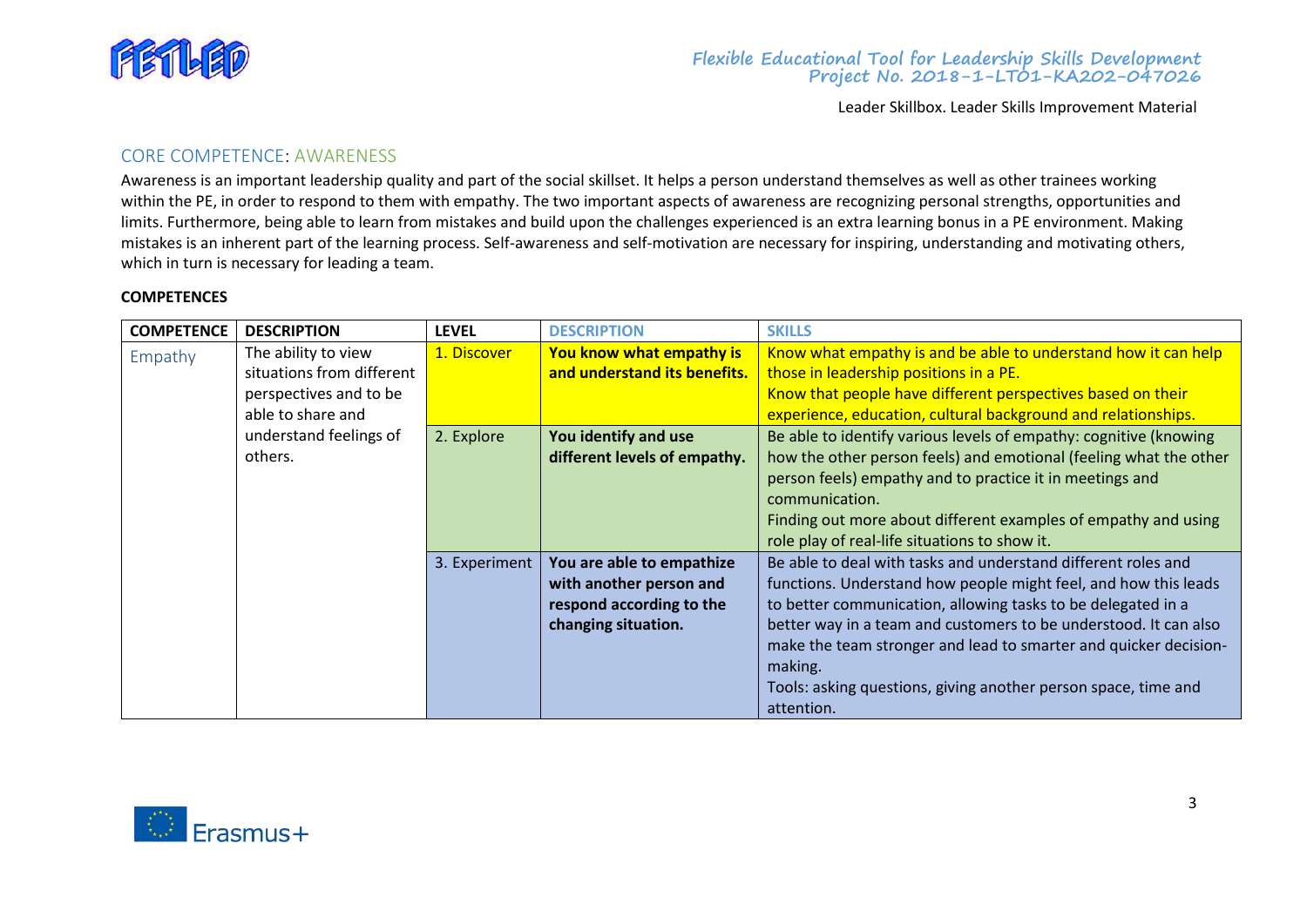## CORE COMPETENCE: AWARENESS

Awareness is an important leadership quality and part of the social skillset. It helps a person understand themselves as well as other trainees working within the PE, in order to respond to them with empathy. The two important aspects of awareness are recognizing personal strengths, opportunities and limits. Furthermore, being able to learn from mistakes and build upon the challenges experienced is an extra learning bonus in a PE environment. Making mistakes is an inherent part of the learning process. Self-awareness and self-motivation are necessary for inspiring, understanding and motivating others, which in turn is necessary for leading a team.

**COMPETENCES**

| COMPETENCE | DESCRIPTION | LEVEL | DESCRIPTION | SKILLS |
|---|---|---|---|---|
| Empathy | The ability to view situations from different perspectives and to be able to share and understand feelings of others. | 1. Discover | **You know what empathy is and understand its benefits.** | Know what empathy is and be able to understand how it can help those in leadership positions in a PE.<br>Know that people have different perspectives based on their experience, education, cultural background and relationships. |
| | | 2. Explore | **You identify and use different levels of empathy.** | Be able to identify various levels of empathy: cognitive (knowing how the other person feels) and emotional (feeling what the other person feels) empathy and to practice it in meetings and communication.<br>Finding out more about different examples of empathy and using role play of real-life situations to show it. |
| | | 3. Experiment | **You are able to empathize with another person and respond according to the changing situation.** | Be able to deal with tasks and understand different roles and functions. Understand how people might feel, and how this leads to better communication, allowing tasks to be delegated in a better way in a team and customers to be understood. It can also make the team stronger and lead to smarter and quicker decision-making.<br>Tools: asking questions, giving another person space, time and attention. |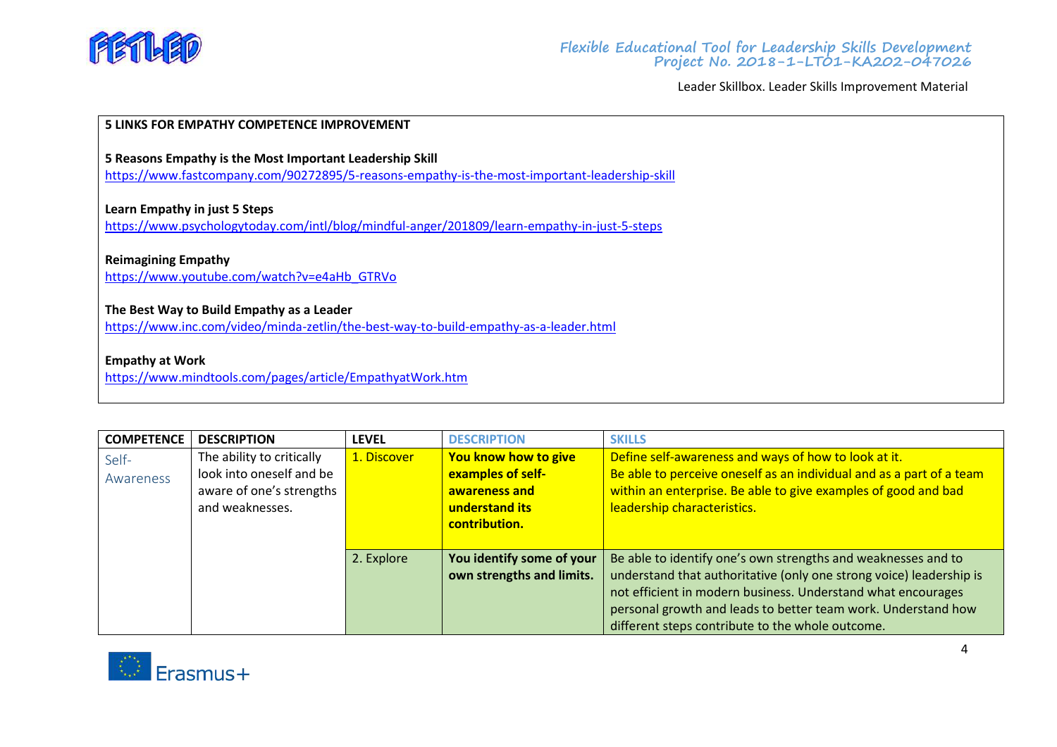**5 LINKS FOR EMPATHY COMPETENCE IMPROVEMENT**

**5 Reasons Empathy is the Most Important Leadership Skill**
https://www.fastcompany.com/90272895/5-reasons-empathy-is-the-most-important-leadership-skill

**Learn Empathy in just 5 Steps**
https://www.psychologytoday.com/intl/blog/mindful-anger/201809/learn-empathy-in-just-5-steps

**Reimagining Empathy**
https://www.youtube.com/watch?v=e4aHb_GTRVo

**The Best Way to Build Empathy as a Leader**
https://www.inc.com/video/minda-zetlin/the-best-way-to-build-empathy-as-a-leader.html

**Empathy at Work**
https://www.mindtools.com/pages/article/EmpathyatWork.htm

| COMPETENCE | DESCRIPTION | LEVEL | DESCRIPTION | SKILLS |
|---|---|---|---|---|
| Self-Awareness | The ability to critically look into oneself and be aware of one's strengths and weaknesses. | 1. Discover | **You know how to give examples of self-awareness and understand its contribution.** | Define self-awareness and ways of how to look at it. Be able to perceive oneself as an individual and as a part of a team within an enterprise. Be able to give examples of good and bad leadership characteristics. |
| | | 2. Explore | **You identify some of your own strengths and limits.** | Be able to identify one's own strengths and weaknesses and to understand that authoritative (only one strong voice) leadership is not efficient in modern business. Understand what encourages personal growth and leads to better team work. Understand how different steps contribute to the whole outcome. |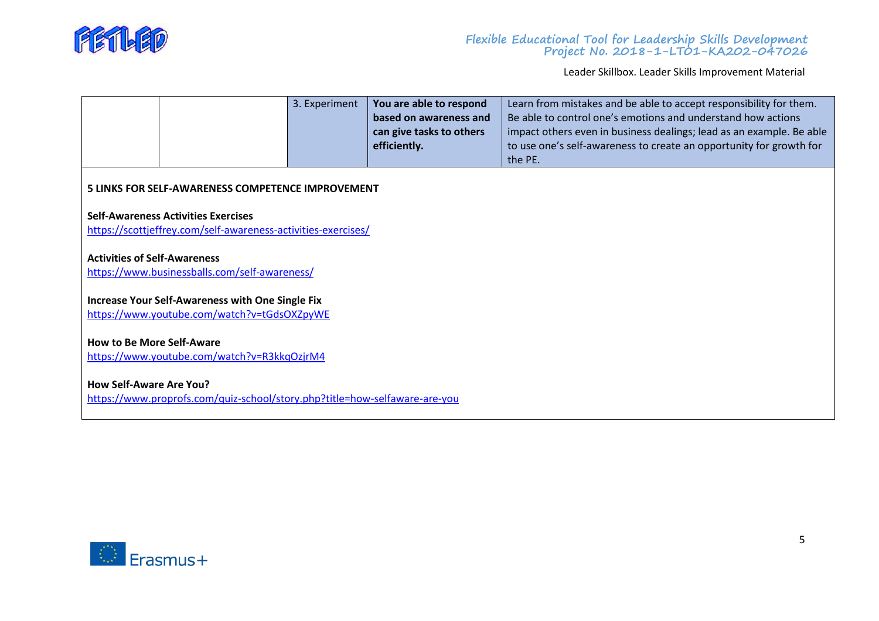| | | 3. Experiment | **You are able to respond based on awareness and can give tasks to others efficiently.** | Learn from mistakes and be able to accept responsibility for them. Be able to control one's emotions and understand how actions impact others even in business dealings; lead as an example. Be able to use one's self-awareness to create an opportunity for growth for the PE. |
|---|---|---|---|---|

**5 LINKS FOR SELF-AWARENESS COMPETENCE IMPROVEMENT**

**Self-Awareness Activities Exercises**
https://scottjeffrey.com/self-awareness-activities-exercises/

**Activities of Self-Awareness**
https://www.businessballs.com/self-awareness/

**Increase Your Self-Awareness with One Single Fix**
https://www.youtube.com/watch?v=tGdsOXZpyWE

**How to Be More Self-Aware**
https://www.youtube.com/watch?v=R3kkqOzjrM4

**How Self-Aware Are You?**
https://www.proprofs.com/quiz-school/story.php?title=how-selfaware-are-you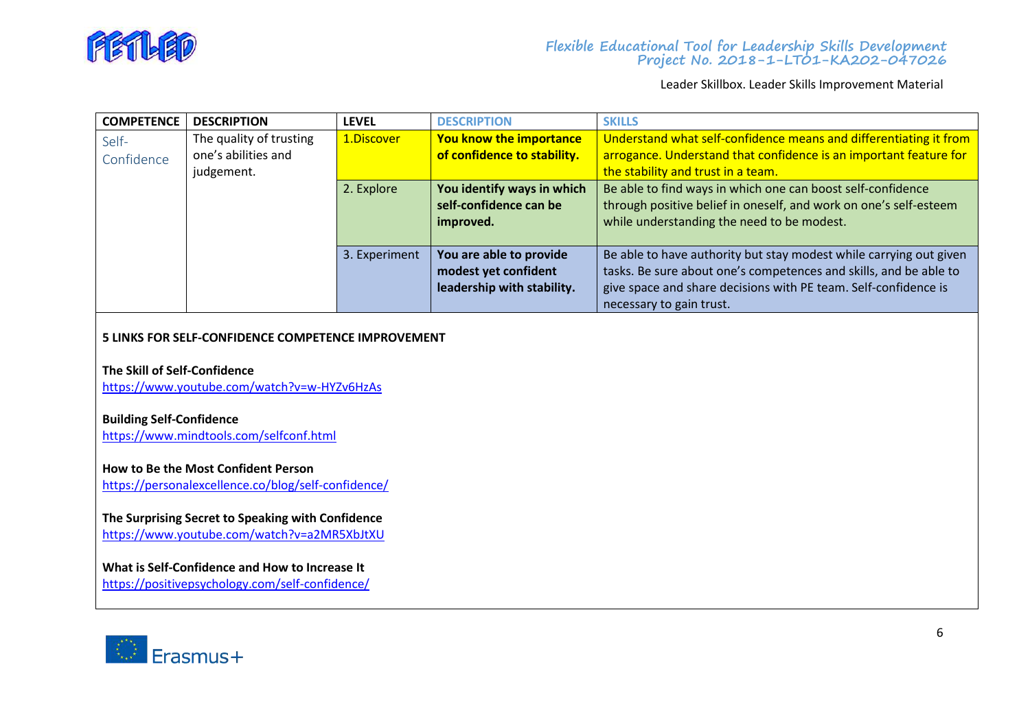| COMPETENCE | DESCRIPTION | LEVEL | DESCRIPTION | SKILLS |
|---|---|---|---|---|
| Self-Confidence | The quality of trusting one's abilities and judgement. | 1.Discover | **You know the importance of confidence to stability.** | Understand what self-confidence means and differentiating it from arrogance. Understand that confidence is an important feature for the stability and trust in a team. |
| | | 2. Explore | **You identify ways in which self-confidence can be improved.** | Be able to find ways in which one can boost self-confidence through positive belief in oneself, and work on one's self-esteem while understanding the need to be modest. |
| | | 3. Experiment | **You are able to provide modest yet confident leadership with stability.** | Be able to have authority but stay modest while carrying out given tasks. Be sure about one's competences and skills, and be able to give space and share decisions with PE team. Self-confidence is necessary to gain trust. |

**5 LINKS FOR SELF-CONFIDENCE COMPETENCE IMPROVEMENT**

**The Skill of Self-Confidence**
https://www.youtube.com/watch?v=w-HYZv6HzAs

**Building Self-Confidence**
https://www.mindtools.com/selfconf.html

**How to Be the Most Confident Person**
https://personalexcellence.co/blog/self-confidence/

**The Surprising Secret to Speaking with Confidence**
https://www.youtube.com/watch?v=a2MR5XbJtXU

**What is Self-Confidence and How to Increase It**
https://positivepsychology.com/self-confidence/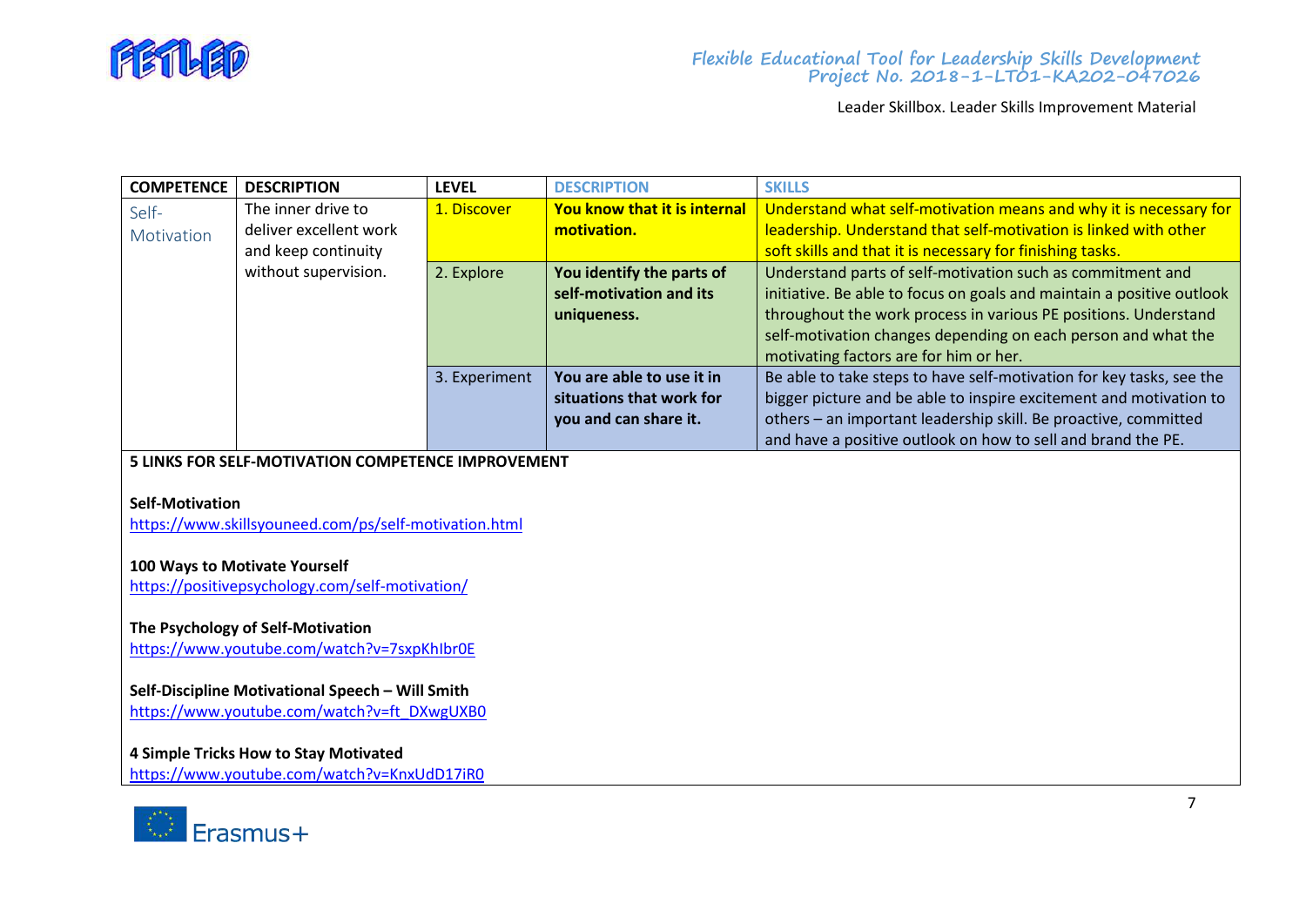| COMPETENCE | DESCRIPTION | LEVEL | DESCRIPTION | SKILLS |
|---|---|---|---|---|
| Self-Motivation | The inner drive to deliver excellent work and keep continuity without supervision. | 1. Discover | **You know that it is internal motivation.** | Understand what self-motivation means and why it is necessary for leadership. Understand that self-motivation is linked with other soft skills and that it is necessary for finishing tasks. |
| | | 2. Explore | **You identify the parts of self-motivation and its uniqueness.** | Understand parts of self-motivation such as commitment and initiative. Be able to focus on goals and maintain a positive outlook throughout the work process in various PE positions. Understand self-motivation changes depending on each person and what the motivating factors are for him or her. |
| | | 3. Experiment | **You are able to use it in situations that work for you and can share it.** | Be able to take steps to have self-motivation for key tasks, see the bigger picture and be able to inspire excitement and motivation to others – an important leadership skill. Be proactive, committed and have a positive outlook on how to sell and brand the PE. |

**5 LINKS FOR SELF-MOTIVATION COMPETENCE IMPROVEMENT**

**Self-Motivation**
https://www.skillsyouneed.com/ps/self-motivation.html

**100 Ways to Motivate Yourself**
https://positivepsychology.com/self-motivation/

**The Psychology of Self-Motivation**
https://www.youtube.com/watch?v=7sxpKhIbr0E

**Self-Discipline Motivational Speech – Will Smith**
https://www.youtube.com/watch?v=ft_DXwgUXB0

**4 Simple Tricks How to Stay Motivated**
https://www.youtube.com/watch?v=KnxUdD17iR0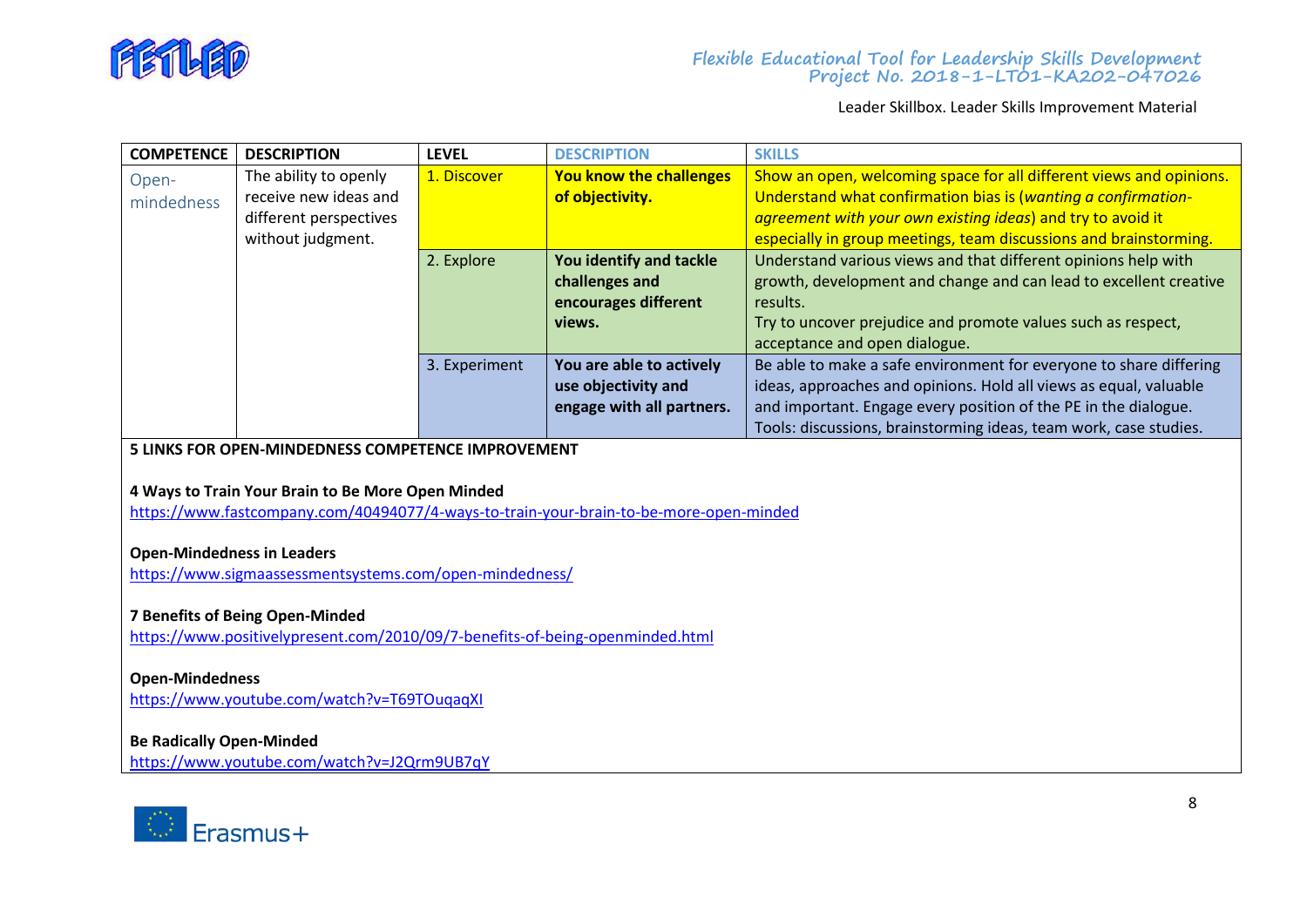| COMPETENCE | DESCRIPTION | LEVEL | DESCRIPTION | SKILLS |
|---|---|---|---|---|
| Open-mindedness | The ability to openly receive new ideas and different perspectives without judgment. | 1. Discover | **You know the challenges of objectivity.** | Show an open, welcoming space for all different views and opinions. Understand what confirmation bias is (*wanting a confirmation-agreement with your own existing ideas*) and try to avoid it especially in group meetings, team discussions and brainstorming. |
| | | 2. Explore | **You identify and tackle challenges and encourages different views.** | Understand various views and that different opinions help with growth, development and change and can lead to excellent creative results. Try to uncover prejudice and promote values such as respect, acceptance and open dialogue. |
| | | 3. Experiment | **You are able to actively use objectivity and engage with all partners.** | Be able to make a safe environment for everyone to share differing ideas, approaches and opinions. Hold all views as equal, valuable and important. Engage every position of the PE in the dialogue. Tools: discussions, brainstorming ideas, team work, case studies. |

**5 LINKS FOR OPEN-MINDEDNESS COMPETENCE IMPROVEMENT**

**4 Ways to Train Your Brain to Be More Open Minded**
https://www.fastcompany.com/40494077/4-ways-to-train-your-brain-to-be-more-open-minded

**Open-Mindedness in Leaders**
https://www.sigmaassessmentsystems.com/open-mindedness/

**7 Benefits of Being Open-Minded**
https://www.positivelypresent.com/2010/09/7-benefits-of-being-openminded.html

**Open-Mindedness**
https://www.youtube.com/watch?v=T69TOuqaqXI

**Be Radically Open-Minded**
https://www.youtube.com/watch?v=J2Qrm9UB7qY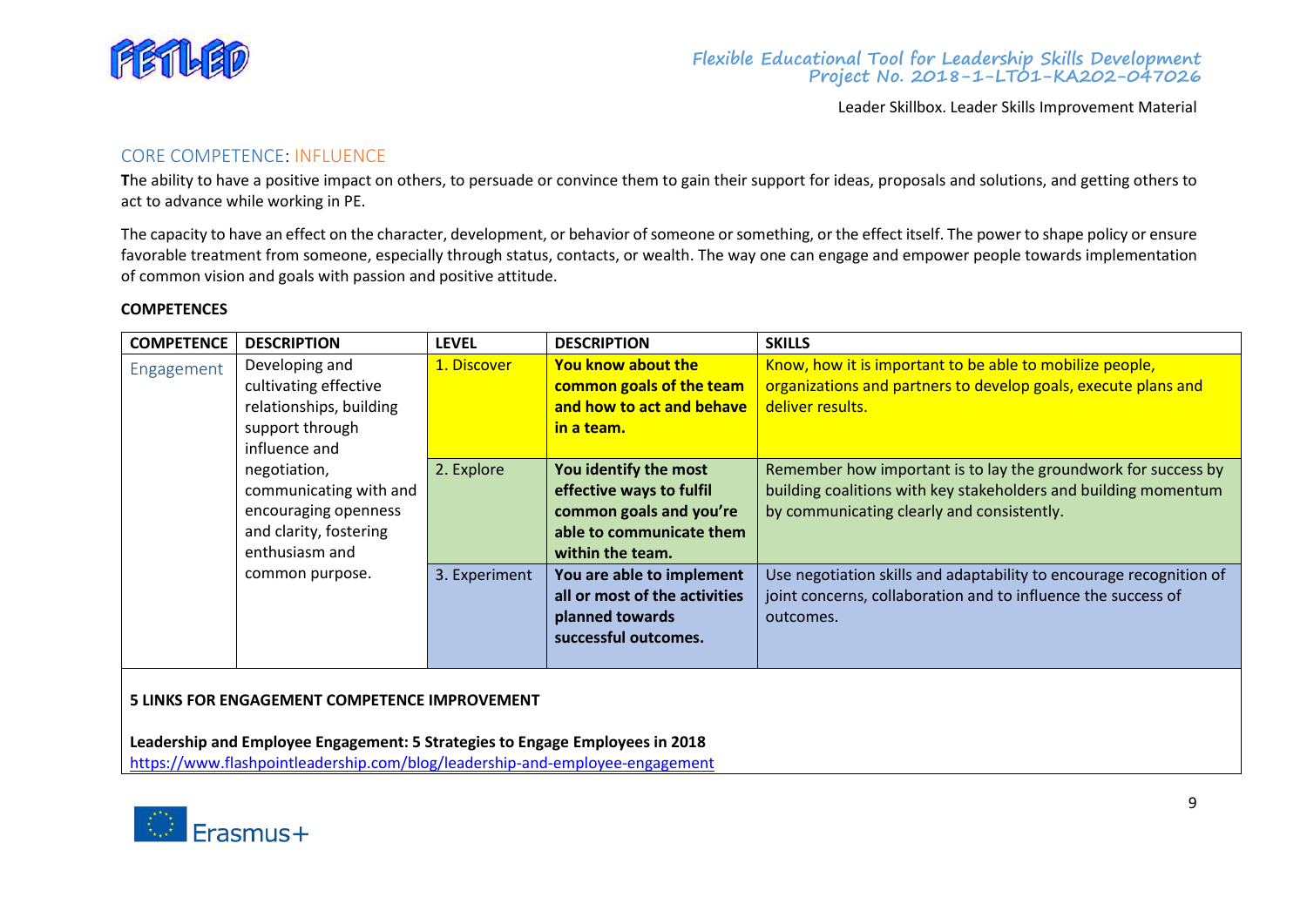## CORE COMPETENCE: INFLUENCE

**T**he ability to have a positive impact on others, to persuade or convince them to gain their support for ideas, proposals and solutions, and getting others to act to advance while working in PE.

The capacity to have an effect on the character, development, or behavior of someone or something, or the effect itself. The power to shape policy or ensure favorable treatment from someone, especially through status, contacts, or wealth. The way one can engage and empower people towards implementation of common vision and goals with passion and positive attitude.

**COMPETENCES**

| COMPETENCE | DESCRIPTION | LEVEL | DESCRIPTION | SKILLS |
|---|---|---|---|---|
| Engagement | Developing and cultivating effective relationships, building support through influence and negotiation, communicating with and encouraging openness and clarity, fostering enthusiasm and common purpose. | 1. Discover | **You know about the common goals of the team and how to act and behave in a team.** | Know, how it is important to be able to mobilize people, organizations and partners to develop goals, execute plans and deliver results. |
| | | 2. Explore | **You identify the most effective ways to fulfil common goals and you're able to communicate them within the team.** | Remember how important is to lay the groundwork for success by building coalitions with key stakeholders and building momentum by communicating clearly and consistently. |
| | | 3. Experiment | **You are able to implement all or most of the activities planned towards successful outcomes.** | Use negotiation skills and adaptability to encourage recognition of joint concerns, collaboration and to influence the success of outcomes. |

**5 LINKS FOR ENGAGEMENT COMPETENCE IMPROVEMENT**

**Leadership and Employee Engagement: 5 Strategies to Engage Employees in 2018**
https://www.flashpointleadership.com/blog/leadership-and-employee-engagement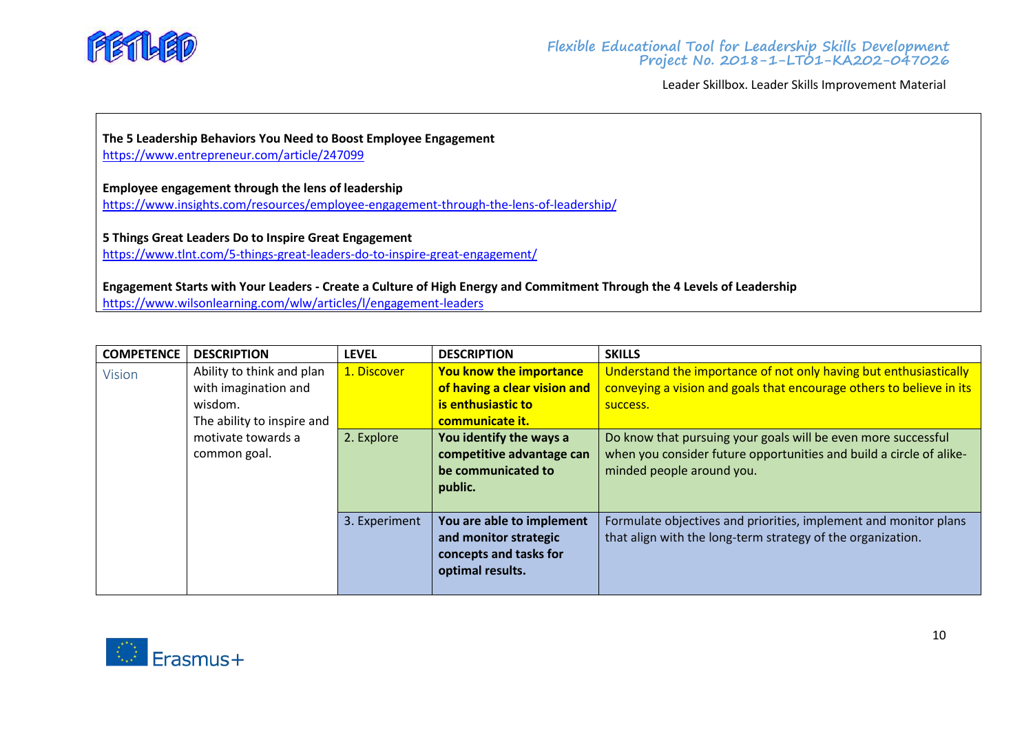**The 5 Leadership Behaviors You Need to Boost Employee Engagement**
https://www.entrepreneur.com/article/247099

**Employee engagement through the lens of leadership**
https://www.insights.com/resources/employee-engagement-through-the-lens-of-leadership/

**5 Things Great Leaders Do to Inspire Great Engagement**
https://www.tlnt.com/5-things-great-leaders-do-to-inspire-great-engagement/

**Engagement Starts with Your Leaders - Create a Culture of High Energy and Commitment Through the 4 Levels of Leadership**
https://www.wilsonlearning.com/wlw/articles/l/engagement-leaders

| COMPETENCE | DESCRIPTION | LEVEL | DESCRIPTION | SKILLS |
|---|---|---|---|---|
| Vision | Ability to think and plan with imagination and wisdom. The ability to inspire and motivate towards a common goal. | 1. Discover | **You know the importance of having a clear vision and is enthusiastic to communicate it.** | Understand the importance of not only having but enthusiastically conveying a vision and goals that encourage others to believe in its success. |
| | | 2. Explore | **You identify the ways a competitive advantage can be communicated to public.** | Do know that pursuing your goals will be even more successful when you consider future opportunities and build a circle of alike-minded people around you. |
| | | 3. Experiment | **You are able to implement and monitor strategic concepts and tasks for optimal results.** | Formulate objectives and priorities, implement and monitor plans that align with the long-term strategy of the organization. |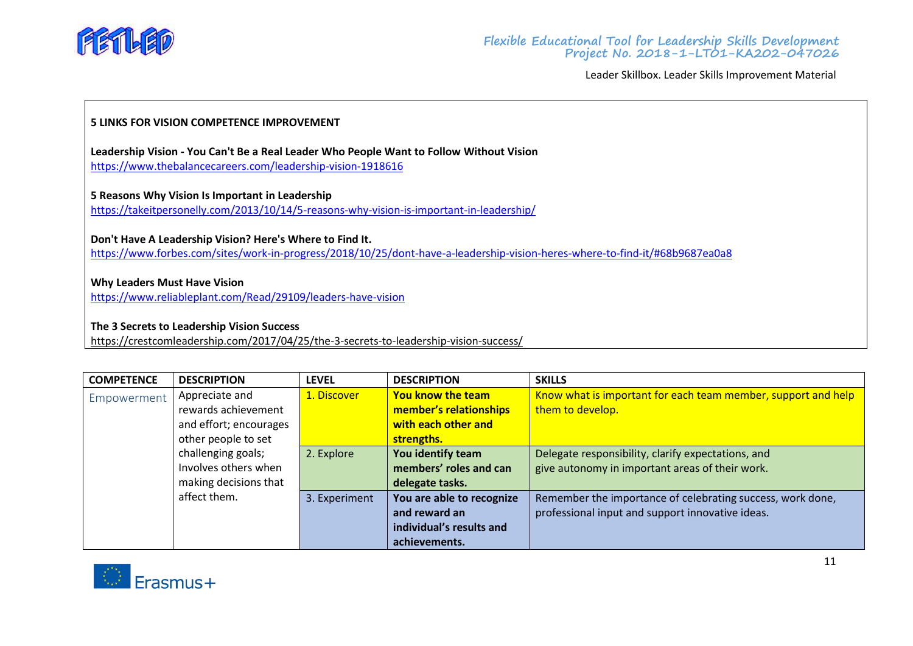**5 LINKS FOR VISION COMPETENCE IMPROVEMENT**

**Leadership Vision - You Can't Be a Real Leader Who People Want to Follow Without Vision**
https://www.thebalancecareers.com/leadership-vision-1918616

**5 Reasons Why Vision Is Important in Leadership**
https://takeitpersonelly.com/2013/10/14/5-reasons-why-vision-is-important-in-leadership/

**Don't Have A Leadership Vision? Here's Where to Find It.**
https://www.forbes.com/sites/work-in-progress/2018/10/25/dont-have-a-leadership-vision-heres-where-to-find-it/#68b9687ea0a8

**Why Leaders Must Have Vision**
https://www.reliableplant.com/Read/29109/leaders-have-vision

**The 3 Secrets to Leadership Vision Success**
https://crestcomleadership.com/2017/04/25/the-3-secrets-to-leadership-vision-success/

| COMPETENCE | DESCRIPTION | LEVEL | DESCRIPTION | SKILLS |
|---|---|---|---|---|
| Empowerment | Appreciate and rewards achievement and effort; encourages other people to set challenging goals; Involves others when making decisions that affect them. | 1. Discover | **You know the team member's relationships with each other and strengths.** | Know what is important for each team member, support and help them to develop. |
| | | 2. Explore | **You identify team members' roles and can delegate tasks.** | Delegate responsibility, clarify expectations, and give autonomy in important areas of their work. |
| | | 3. Experiment | **You are able to recognize and reward an individual's results and achievements.** | Remember the importance of celebrating success, work done, professional input and support innovative ideas. |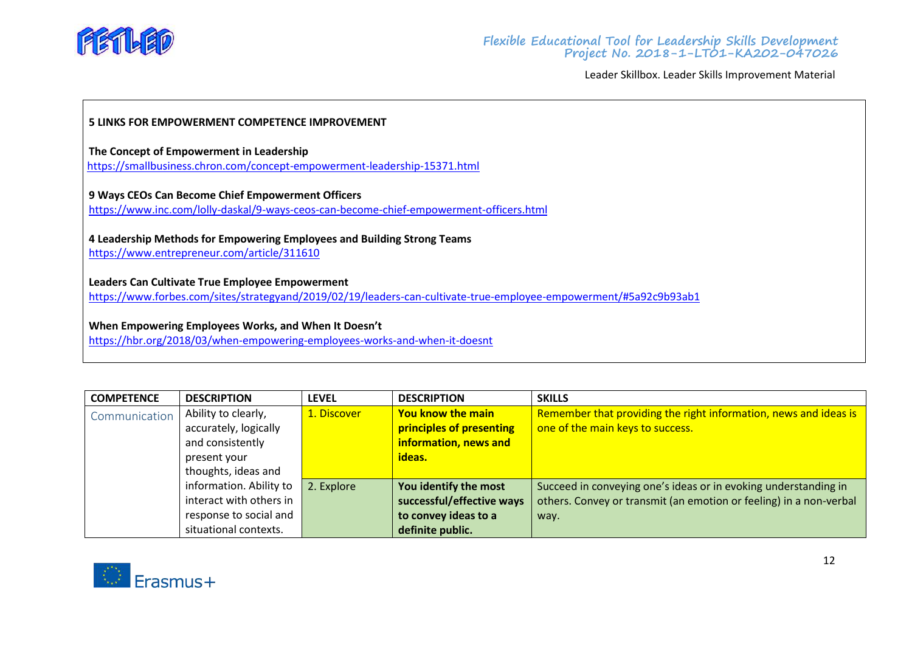**5 LINKS FOR EMPOWERMENT COMPETENCE IMPROVEMENT**

**The Concept of Empowerment in Leadership**
https://smallbusiness.chron.com/concept-empowerment-leadership-15371.html

**9 Ways CEOs Can Become Chief Empowerment Officers**
https://www.inc.com/lolly-daskal/9-ways-ceos-can-become-chief-empowerment-officers.html

**4 Leadership Methods for Empowering Employees and Building Strong Teams**
https://www.entrepreneur.com/article/311610

**Leaders Can Cultivate True Employee Empowerment**
https://www.forbes.com/sites/strategyand/2019/02/19/leaders-can-cultivate-true-employee-empowerment/#5a92c9b93ab1

**When Empowering Employees Works, and When It Doesn't**
https://hbr.org/2018/03/when-empowering-employees-works-and-when-it-doesnt

| COMPETENCE | DESCRIPTION | LEVEL | DESCRIPTION | SKILLS |
|---|---|---|---|---|
| Communication | Ability to clearly, accurately, logically and consistently present your thoughts, ideas and information. Ability to interact with others in response to social and situational contexts. | 1. Discover | **You know the main principles of presenting information, news and ideas.** | Remember that providing the right information, news and ideas is one of the main keys to success. |
| | | 2. Explore | **You identify the most successful/effective ways to convey ideas to a definite public.** | Succeed in conveying one's ideas or in evoking understanding in others. Convey or transmit (an emotion or feeling) in a non-verbal way. |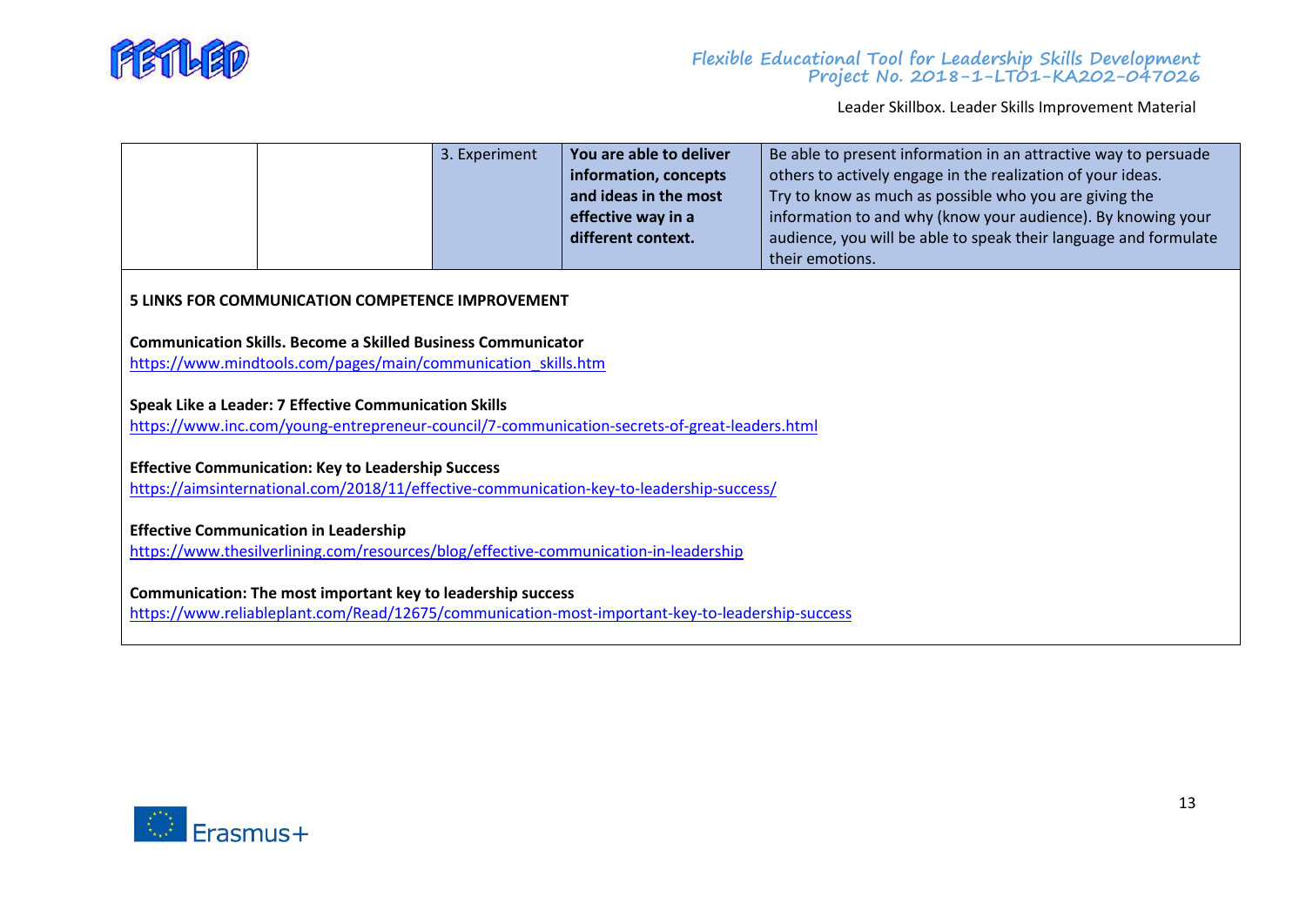| | | 3. Experiment | **You are able to deliver information, concepts and ideas in the most effective way in a different context.** | Be able to present information in an attractive way to persuade others to actively engage in the realization of your ideas. Try to know as much as possible who you are giving the information to and why (know your audience). By knowing your audience, you will be able to speak their language and formulate their emotions. |
|---|---|---|---|---|

**5 LINKS FOR COMMUNICATION COMPETENCE IMPROVEMENT**

**Communication Skills. Become a Skilled Business Communicator**
https://www.mindtools.com/pages/main/communication_skills.htm

**Speak Like a Leader: 7 Effective Communication Skills**
https://www.inc.com/young-entrepreneur-council/7-communication-secrets-of-great-leaders.html

**Effective Communication: Key to Leadership Success**
https://aimsinternational.com/2018/11/effective-communication-key-to-leadership-success/

**Effective Communication in Leadership**
https://www.thesilverlining.com/resources/blog/effective-communication-in-leadership

**Communication: The most important key to leadership success**
https://www.reliableplant.com/Read/12675/communication-most-important-key-to-leadership-success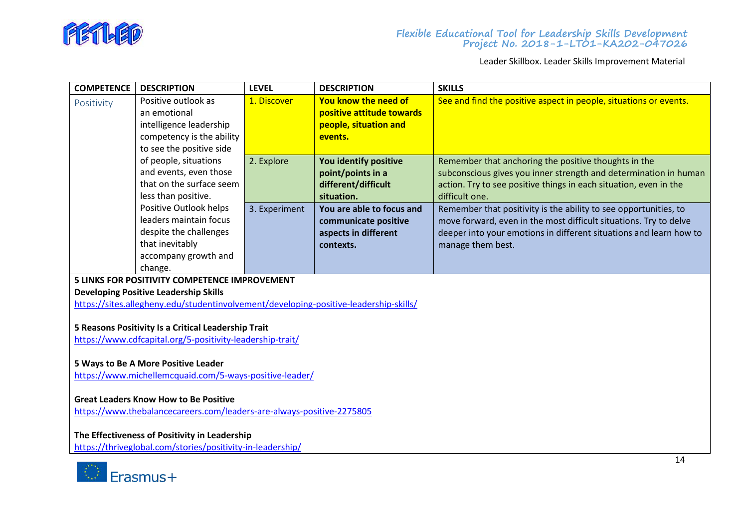| COMPETENCE | DESCRIPTION | LEVEL | DESCRIPTION | SKILLS |
| --- | --- | --- | --- | --- |
| Positivity | Positive outlook as an emotional intelligence leadership competency is the ability to see the positive side of people, situations and events, even those that on the surface seem less than positive. Positive Outlook helps leaders maintain focus despite the challenges that inevitably accompany growth and change. | 1. Discover | **You know the need of positive attitude towards people, situation and events.** | See and find the positive aspect in people, situations or events. |
| | | 2. Explore | **You identify positive point/points in a different/difficult situation.** | Remember that anchoring the positive thoughts in the subconscious gives you inner strength and determination in human action. Try to see positive things in each situation, even in the difficult one. |
| | | 3. Experiment | **You are able to focus and communicate positive aspects in different contexts.** | Remember that positivity is the ability to see opportunities, to move forward, even in the most difficult situations. Try to delve deeper into your emotions in different situations and learn how to manage them best. |

**5 LINKS FOR POSITIVITY COMPETENCE IMPROVEMENT**

**Developing Positive Leadership Skills**
https://sites.allegheny.edu/studentinvolvement/developing-positive-leadership-skills/

**5 Reasons Positivity Is a Critical Leadership Trait**
https://www.cdfcapital.org/5-positivity-leadership-trait/

**5 Ways to Be A More Positive Leader**
https://www.michellemcquaid.com/5-ways-positive-leader/

**Great Leaders Know How to Be Positive**
https://www.thebalancecareers.com/leaders-are-always-positive-2275805

**The Effectiveness of Positivity in Leadership**
https://thriveglobal.com/stories/positivity-in-leadership/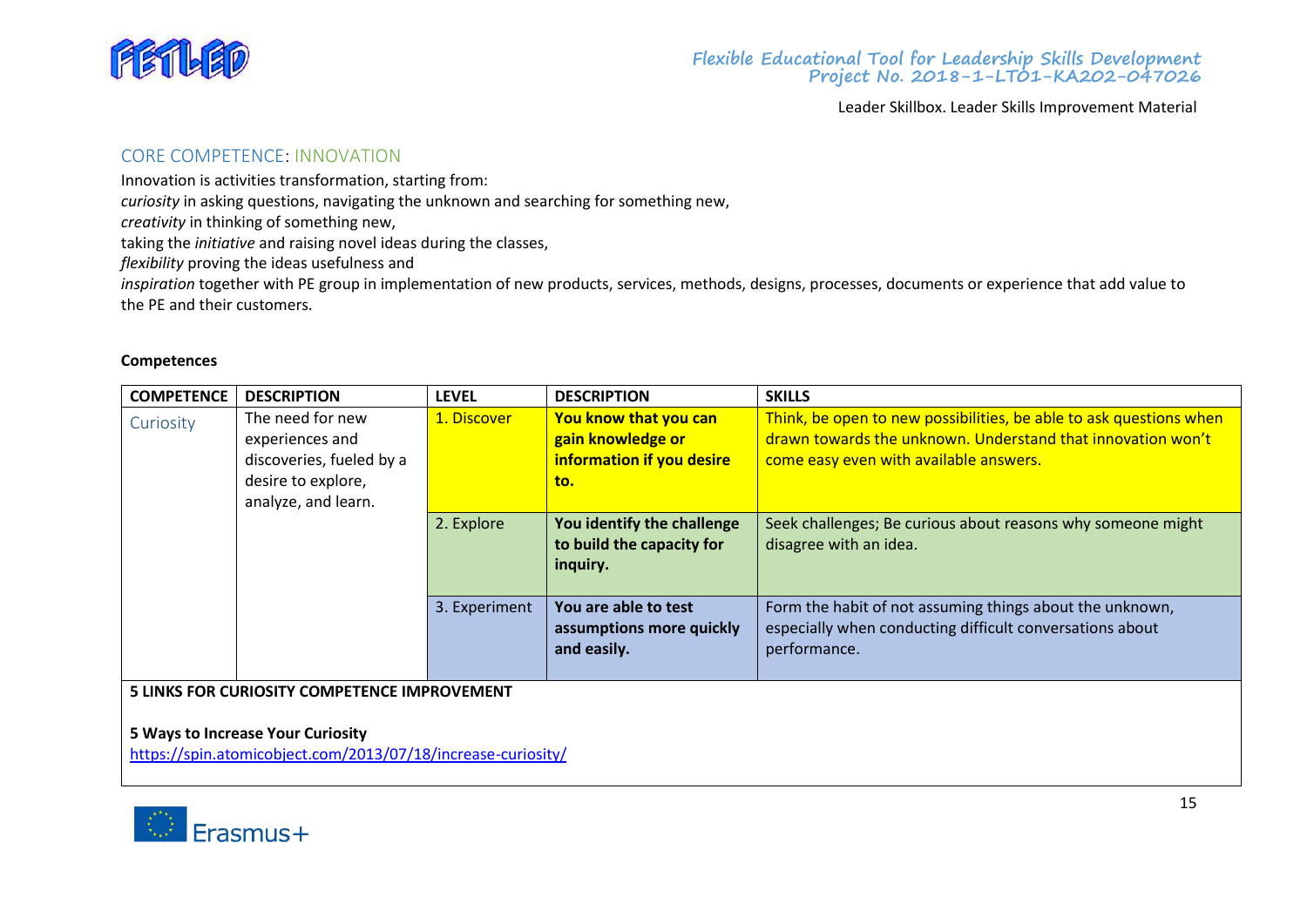## CORE COMPETENCE: INNOVATION

Innovation is activities transformation, starting from:
*curiosity* in asking questions, navigating the unknown and searching for something new,
*creativity* in thinking of something new,
taking the *initiative* and raising novel ideas during the classes,
*flexibility* proving the ideas usefulness and
*inspiration* together with PE group in implementation of new products, services, methods, designs, processes, documents or experience that add value to the PE and their customers.

**Competences**

| COMPETENCE | DESCRIPTION | LEVEL | DESCRIPTION | SKILLS |
|---|---|---|---|---|
| Curiosity | The need for new experiences and discoveries, fueled by a desire to explore, analyze, and learn. | 1. Discover | **You know that you can gain knowledge or information if you desire to.** | Think, be open to new possibilities, be able to ask questions when drawn towards the unknown. Understand that innovation won't come easy even with available answers. |
| | | 2. Explore | **You identify the challenge to build the capacity for inquiry.** | Seek challenges; Be curious about reasons why someone might disagree with an idea. |
| | | 3. Experiment | **You are able to test assumptions more quickly and easily.** | Form the habit of not assuming things about the unknown, especially when conducting difficult conversations about performance. |

**5 LINKS FOR CURIOSITY COMPETENCE IMPROVEMENT**

**5 Ways to Increase Your Curiosity**
https://spin.atomicobject.com/2013/07/18/increase-curiosity/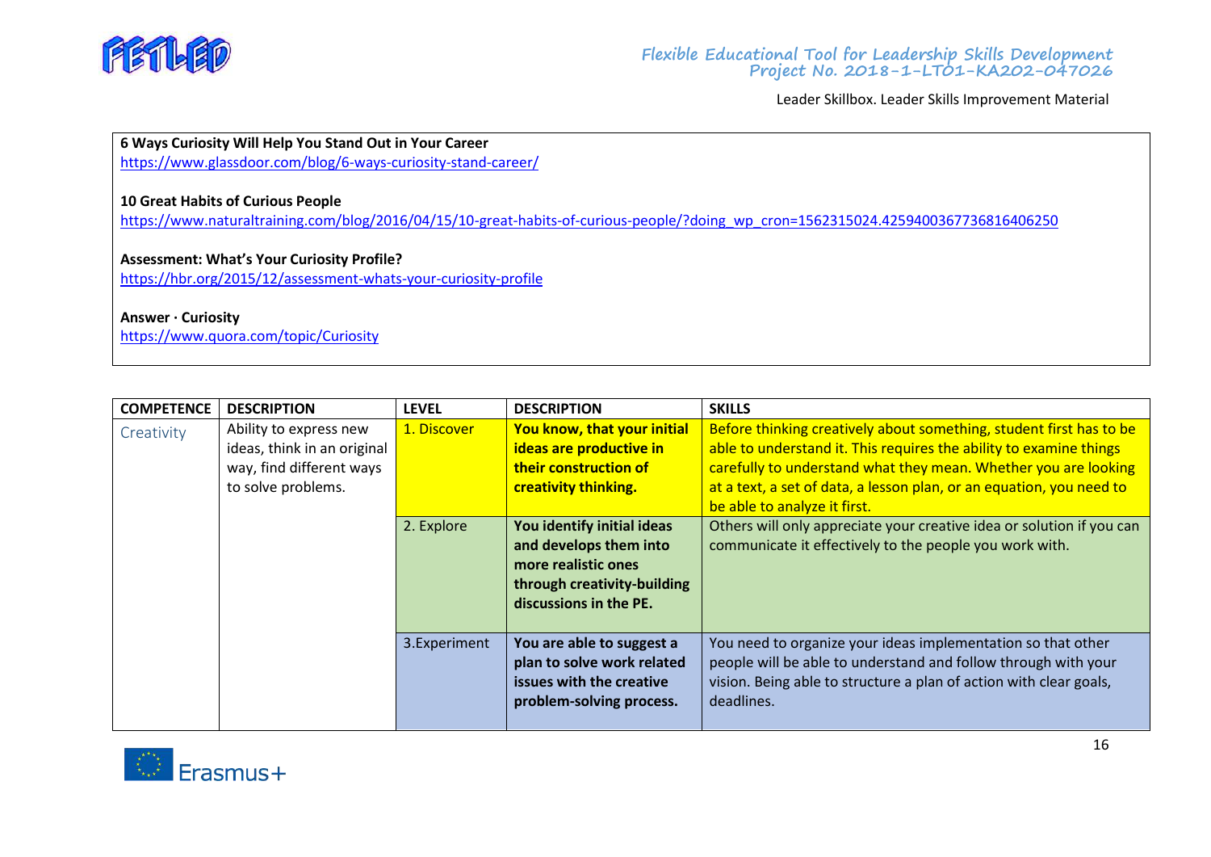**6 Ways Curiosity Will Help You Stand Out in Your Career**
https://www.glassdoor.com/blog/6-ways-curiosity-stand-career/

**10 Great Habits of Curious People**
https://www.naturaltraining.com/blog/2016/04/15/10-great-habits-of-curious-people/?doing_wp_cron=1562315024.4259400367736816406250

**Assessment: What's Your Curiosity Profile?**
https://hbr.org/2015/12/assessment-whats-your-curiosity-profile

**Answer · Curiosity**
https://www.quora.com/topic/Curiosity

| COMPETENCE | DESCRIPTION | LEVEL | DESCRIPTION | SKILLS |
|---|---|---|---|---|
| Creativity | Ability to express new ideas, think in an original way, find different ways to solve problems. | 1. Discover | **You know, that your initial ideas are productive in their construction of creativity thinking.** | Before thinking creatively about something, student first has to be able to understand it. This requires the ability to examine things carefully to understand what they mean. Whether you are looking at a text, a set of data, a lesson plan, or an equation, you need to be able to analyze it first. |
| | | 2. Explore | **You identify initial ideas and develops them into more realistic ones through creativity-building discussions in the PE.** | Others will only appreciate your creative idea or solution if you can communicate it effectively to the people you work with. |
| | | 3.Experiment | **You are able to suggest a plan to solve work related issues with the creative problem-solving process.** | You need to organize your ideas implementation so that other people will be able to understand and follow through with your vision. Being able to structure a plan of action with clear goals, deadlines. |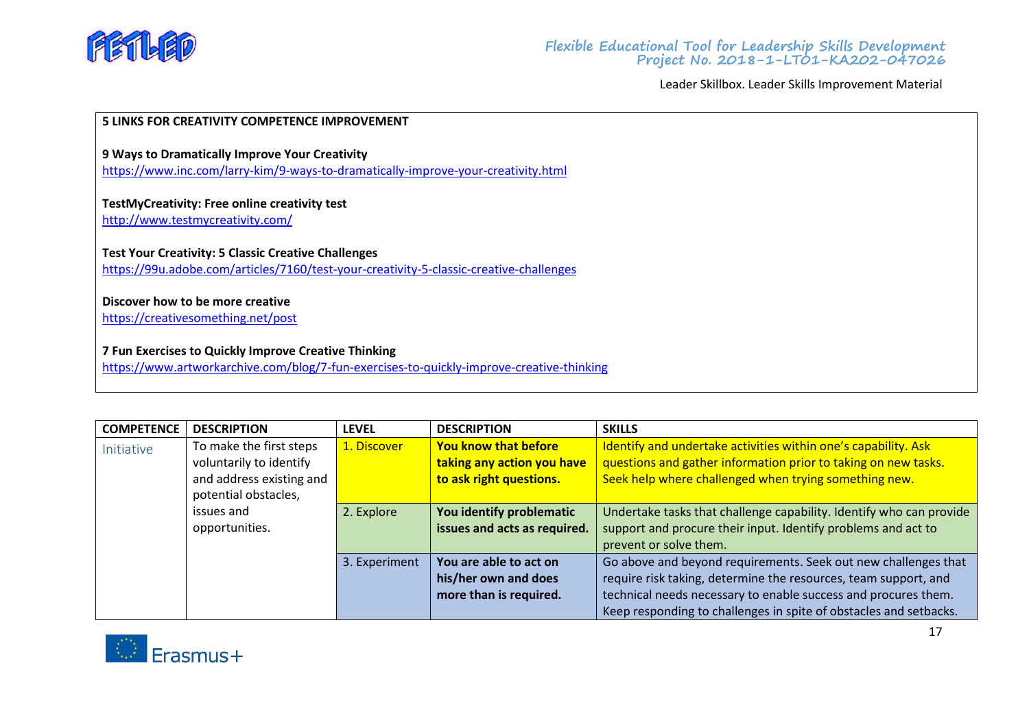**5 LINKS FOR CREATIVITY COMPETENCE IMPROVEMENT**

**9 Ways to Dramatically Improve Your Creativity**
https://www.inc.com/larry-kim/9-ways-to-dramatically-improve-your-creativity.html

**TestMyCreativity: Free online creativity test**
http://www.testmycreativity.com/

**Test Your Creativity: 5 Classic Creative Challenges**
https://99u.adobe.com/articles/7160/test-your-creativity-5-classic-creative-challenges

**Discover how to be more creative**
https://creativesomething.net/post

**7 Fun Exercises to Quickly Improve Creative Thinking**
https://www.artworkarchive.com/blog/7-fun-exercises-to-quickly-improve-creative-thinking

| COMPETENCE | DESCRIPTION | LEVEL | DESCRIPTION | SKILLS |
|---|---|---|---|---|
| Initiative | To make the first steps voluntarily to identify and address existing and potential obstacles, issues and opportunities. | 1. Discover | **You know that before taking any action you have to ask right questions.** | Identify and undertake activities within one's capability. Ask questions and gather information prior to taking on new tasks. Seek help where challenged when trying something new. |
| | | 2. Explore | **You identify problematic issues and acts as required.** | Undertake tasks that challenge capability. Identify who can provide support and procure their input. Identify problems and act to prevent or solve them. |
| | | 3. Experiment | **You are able to act on his/her own and does more than is required.** | Go above and beyond requirements. Seek out new challenges that require risk taking, determine the resources, team support, and technical needs necessary to enable success and procures them. Keep responding to challenges in spite of obstacles and setbacks. |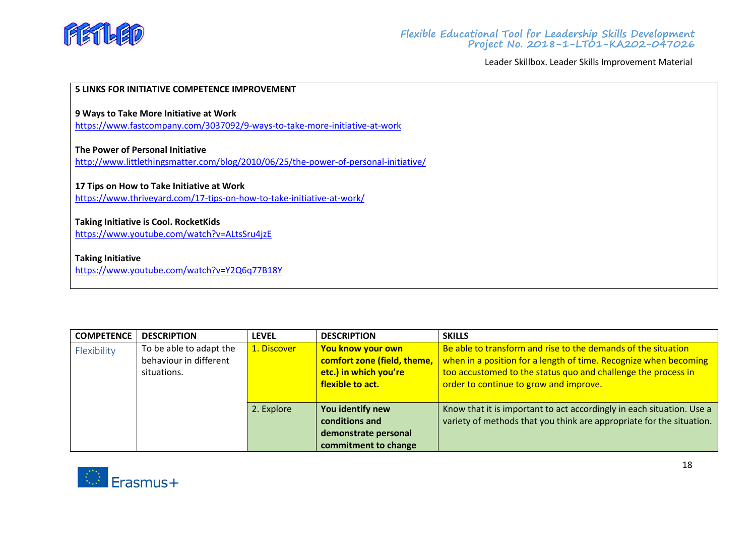**5 LINKS FOR INITIATIVE COMPETENCE IMPROVEMENT**

**9 Ways to Take More Initiative at Work**
https://www.fastcompany.com/3037092/9-ways-to-take-more-initiative-at-work

**The Power of Personal Initiative**
http://www.littlethingsmatter.com/blog/2010/06/25/the-power-of-personal-initiative/

**17 Tips on How to Take Initiative at Work**
https://www.thriveyard.com/17-tips-on-how-to-take-initiative-at-work/

**Taking Initiative is Cool. RocketKids**
https://www.youtube.com/watch?v=ALtsSru4jzE

**Taking Initiative**
https://www.youtube.com/watch?v=Y2Q6q77B18Y

| COMPETENCE | DESCRIPTION | LEVEL | DESCRIPTION | SKILLS |
|---|---|---|---|---|
| Flexibility | To be able to adapt the behaviour in different situations. | 1. Discover | **You know your own comfort zone (field, theme, etc.) in which you're flexible to act.** | Be able to transform and rise to the demands of the situation when in a position for a length of time. Recognize when becoming too accustomed to the status quo and challenge the process in order to continue to grow and improve. |
| | | 2. Explore | **You identify new conditions and demonstrate personal commitment to change** | Know that it is important to act accordingly in each situation. Use a variety of methods that you think are appropriate for the situation. |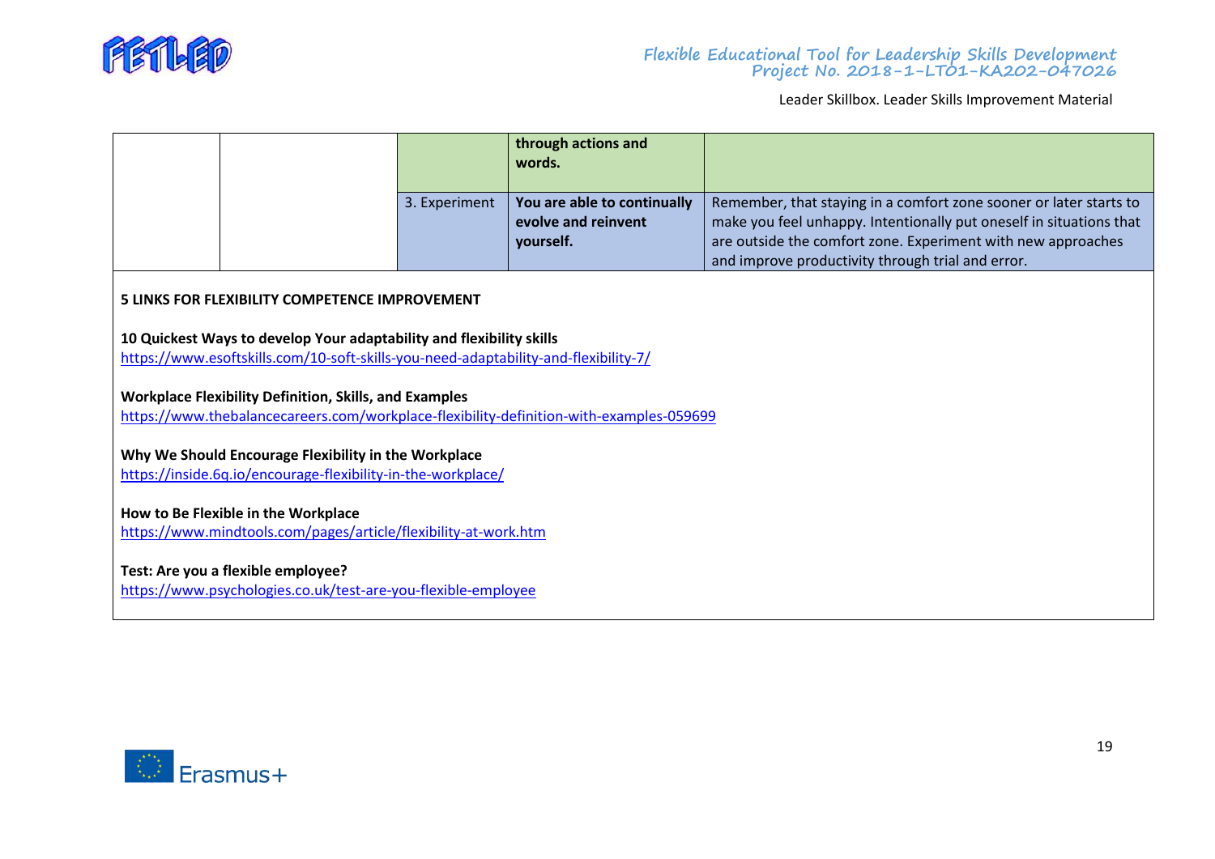| | | | | |
|---|---|---|---|---|
| | | | **through actions and words.** | |
| | | 3. Experiment | **You are able to continually evolve and reinvent yourself.** | Remember, that staying in a comfort zone sooner or later starts to make you feel unhappy. Intentionally put oneself in situations that are outside the comfort zone. Experiment with new approaches and improve productivity through trial and error. |

**5 LINKS FOR FLEXIBILITY COMPETENCE IMPROVEMENT**

**10 Quickest Ways to develop Your adaptability and flexibility skills**
https://www.esoftskills.com/10-soft-skills-you-need-adaptability-and-flexibility-7/

**Workplace Flexibility Definition, Skills, and Examples**
https://www.thebalancecareers.com/workplace-flexibility-definition-with-examples-059699

**Why We Should Encourage Flexibility in the Workplace**
https://inside.6q.io/encourage-flexibility-in-the-workplace/

**How to Be Flexible in the Workplace**
https://www.mindtools.com/pages/article/flexibility-at-work.htm

**Test: Are you a flexible employee?**
https://www.psychologies.co.uk/test-are-you-flexible-employee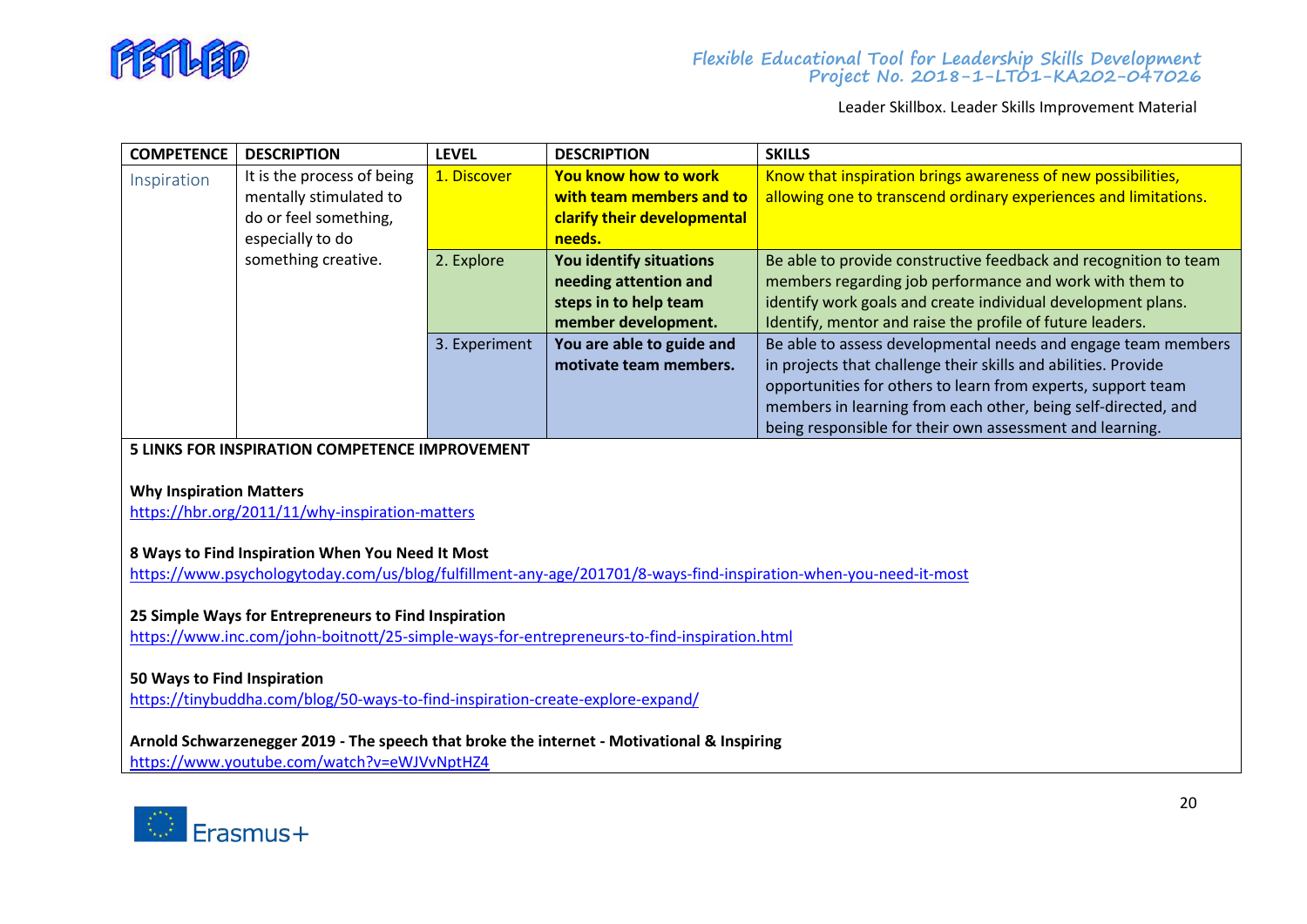| COMPETENCE | DESCRIPTION | LEVEL | DESCRIPTION | SKILLS |
| --- | --- | --- | --- | --- |
| Inspiration | It is the process of being mentally stimulated to do or feel something, especially to do something creative. | 1. Discover | **You know how to work with team members and to clarify their developmental needs.** | Know that inspiration brings awareness of new possibilities, allowing one to transcend ordinary experiences and limitations. |
| | | 2. Explore | **You identify situations needing attention and steps in to help team member development.** | Be able to provide constructive feedback and recognition to team members regarding job performance and work with them to identify work goals and create individual development plans. Identify, mentor and raise the profile of future leaders. |
| | | 3. Experiment | **You are able to guide and motivate team members.** | Be able to assess developmental needs and engage team members in projects that challenge their skills and abilities. Provide opportunities for others to learn from experts, support team members in learning from each other, being self-directed, and being responsible for their own assessment and learning. |

**5 LINKS FOR INSPIRATION COMPETENCE IMPROVEMENT**

**Why Inspiration Matters**
https://hbr.org/2011/11/why-inspiration-matters

**8 Ways to Find Inspiration When You Need It Most**
https://www.psychologytoday.com/us/blog/fulfillment-any-age/201701/8-ways-find-inspiration-when-you-need-it-most

**25 Simple Ways for Entrepreneurs to Find Inspiration**
https://www.inc.com/john-boitnott/25-simple-ways-for-entrepreneurs-to-find-inspiration.html

**50 Ways to Find Inspiration**
https://tinybuddha.com/blog/50-ways-to-find-inspiration-create-explore-expand/

**Arnold Schwarzenegger 2019 - The speech that broke the internet - Motivational & Inspiring**
https://www.youtube.com/watch?v=eWJVvNptHZ4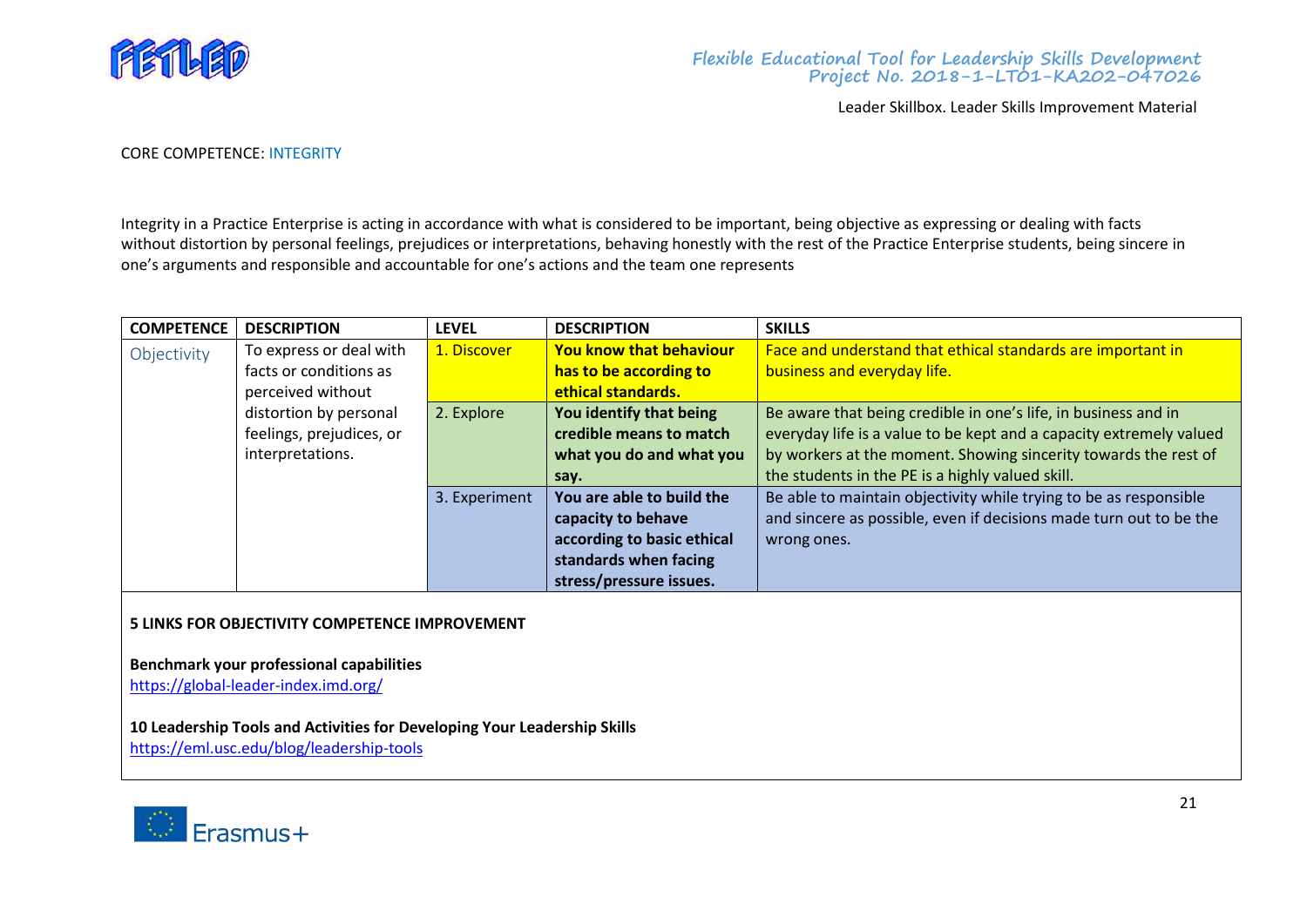CORE COMPETENCE: INTEGRITY

Integrity in a Practice Enterprise is acting in accordance with what is considered to be important, being objective as expressing or dealing with facts without distortion by personal feelings, prejudices or interpretations, behaving honestly with the rest of the Practice Enterprise students, being sincere in one's arguments and responsible and accountable for one's actions and the team one represents

| COMPETENCE | DESCRIPTION | LEVEL | DESCRIPTION | SKILLS |
|---|---|---|---|---|
| Objectivity | To express or deal with facts or conditions as perceived without distortion by personal feelings, prejudices, or interpretations. | 1. Discover | **You know that behaviour has to be according to ethical standards.** | Face and understand that ethical standards are important in business and everyday life. |
| | | 2. Explore | **You identify that being credible means to match what you do and what you say.** | Be aware that being credible in one's life, in business and in everyday life is a value to be kept and a capacity extremely valued by workers at the moment. Showing sincerity towards the rest of the students in the PE is a highly valued skill. |
| | | 3. Experiment | **You are able to build the capacity to behave according to basic ethical standards when facing stress/pressure issues.** | Be able to maintain objectivity while trying to be as responsible and sincere as possible, even if decisions made turn out to be the wrong ones. |

**5 LINKS FOR OBJECTIVITY COMPETENCE IMPROVEMENT**

**Benchmark your professional capabilities**
https://global-leader-index.imd.org/

**10 Leadership Tools and Activities for Developing Your Leadership Skills**
https://eml.usc.edu/blog/leadership-tools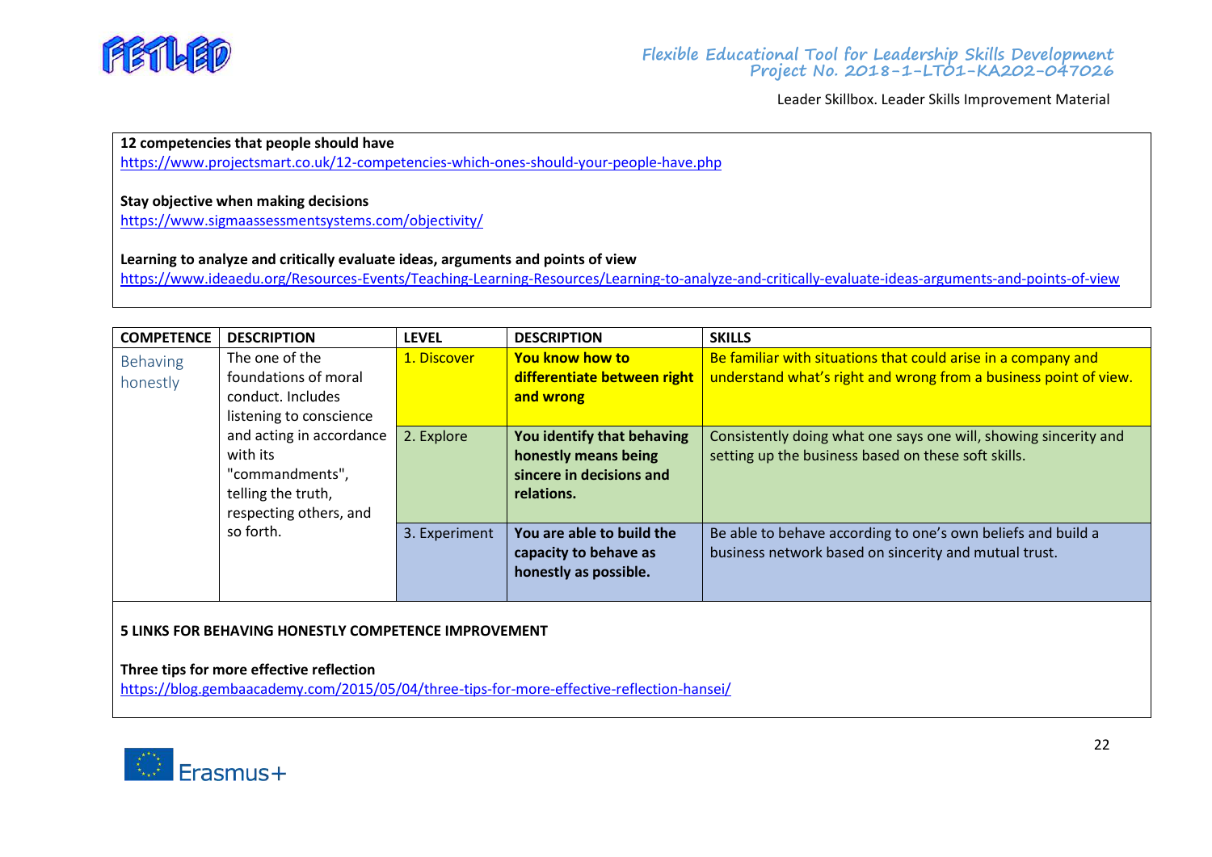**12 competencies that people should have**
https://www.projectsmart.co.uk/12-competencies-which-ones-should-your-people-have.php

**Stay objective when making decisions**
https://www.sigmaassessmentsystems.com/objectivity/

**Learning to analyze and critically evaluate ideas, arguments and points of view**
https://www.ideaedu.org/Resources-Events/Teaching-Learning-Resources/Learning-to-analyze-and-critically-evaluate-ideas-arguments-and-points-of-view

| COMPETENCE | DESCRIPTION | LEVEL | DESCRIPTION | SKILLS |
|---|---|---|---|---|
| Behaving honestly | The one of the foundations of moral conduct. Includes listening to conscience and acting in accordance with its "commandments", telling the truth, respecting others, and so forth. | 1. Discover | **You know how to differentiate between right and wrong** | Be familiar with situations that could arise in a company and understand what's right and wrong from a business point of view. |
| | | 2. Explore | **You identify that behaving honestly means being sincere in decisions and relations.** | Consistently doing what one says one will, showing sincerity and setting up the business based on these soft skills. |
| | | 3. Experiment | **You are able to build the capacity to behave as honestly as possible.** | Be able to behave according to one's own beliefs and build a business network based on sincerity and mutual trust. |

**5 LINKS FOR BEHAVING HONESTLY COMPETENCE IMPROVEMENT**

**Three tips for more effective reflection**
https://blog.gembaacademy.com/2015/05/04/three-tips-for-more-effective-reflection-hansei/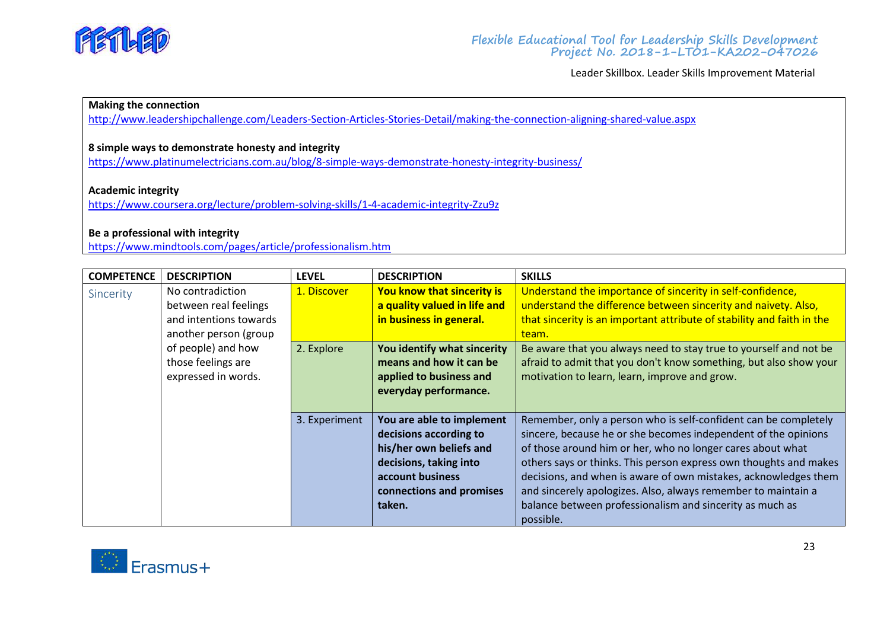**Making the connection**
http://www.leadershipchallenge.com/Leaders-Section-Articles-Stories-Detail/making-the-connection-aligning-shared-value.aspx

**8 simple ways to demonstrate honesty and integrity**
https://www.platinumelectricians.com.au/blog/8-simple-ways-demonstrate-honesty-integrity-business/

**Academic integrity**
https://www.coursera.org/lecture/problem-solving-skills/1-4-academic-integrity-Zzu9z

**Be a professional with integrity**
https://www.mindtools.com/pages/article/professionalism.htm

| COMPETENCE | DESCRIPTION | LEVEL | DESCRIPTION | SKILLS |
|---|---|---|---|---|
| Sincerity | No contradiction between real feelings and intentions towards another person (group of people) and how those feelings are expressed in words. | 1. Discover | **You know that sincerity is a quality valued in life and in business in general.** | Understand the importance of sincerity in self-confidence, understand the difference between sincerity and naivety. Also, that sincerity is an important attribute of stability and faith in the team. |
| | | 2. Explore | **You identify what sincerity means and how it can be applied to business and everyday performance.** | Be aware that you always need to stay true to yourself and not be afraid to admit that you don't know something, but also show your motivation to learn, learn, improve and grow. |
| | | 3. Experiment | **You are able to implement decisions according to his/her own beliefs and decisions, taking into account business connections and promises taken.** | Remember, only a person who is self-confident can be completely sincere, because he or she becomes independent of the opinions of those around him or her, who no longer cares about what others says or thinks. This person express own thoughts and makes decisions, and when is aware of own mistakes, acknowledges them and sincerely apologizes. Also, always remember to maintain a balance between professionalism and sincerity as much as possible. |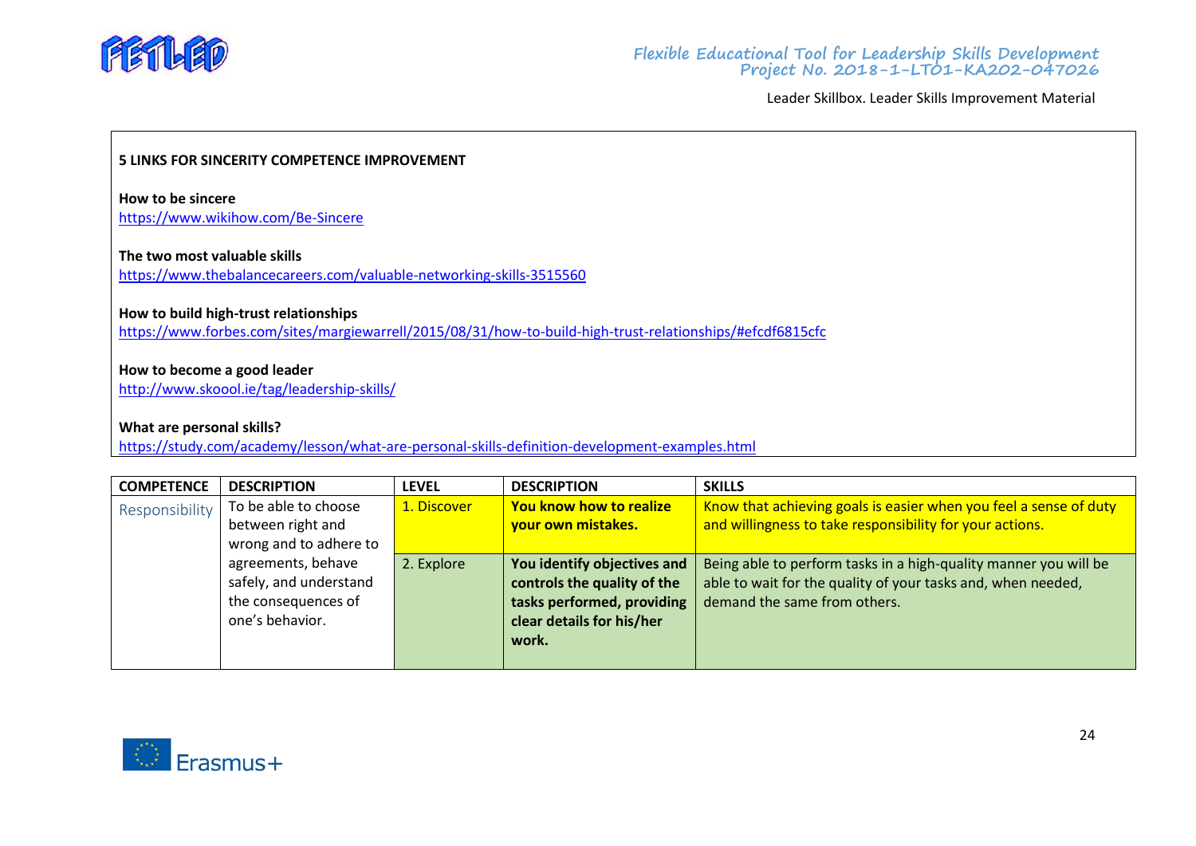**5 LINKS FOR SINCERITY COMPETENCE IMPROVEMENT**

**How to be sincere**
https://www.wikihow.com/Be-Sincere

**The two most valuable skills**
https://www.thebalancecareers.com/valuable-networking-skills-3515560

**How to build high-trust relationships**
https://www.forbes.com/sites/margiewarrell/2015/08/31/how-to-build-high-trust-relationships/#efcdf6815cfc

**How to become a good leader**
http://www.skoool.ie/tag/leadership-skills/

**What are personal skills?**
https://study.com/academy/lesson/what-are-personal-skills-definition-development-examples.html

| COMPETENCE | DESCRIPTION | LEVEL | DESCRIPTION | SKILLS |
|---|---|---|---|---|
| Responsibility | To be able to choose between right and wrong and to adhere to agreements, behave safely, and understand the consequences of one's behavior. | 1. Discover | **You know how to realize your own mistakes.** | Know that achieving goals is easier when you feel a sense of duty and willingness to take responsibility for your actions. |
| | | 2. Explore | **You identify objectives and controls the quality of the tasks performed, providing clear details for his/her work.** | Being able to perform tasks in a high-quality manner you will be able to wait for the quality of your tasks and, when needed, demand the same from others. |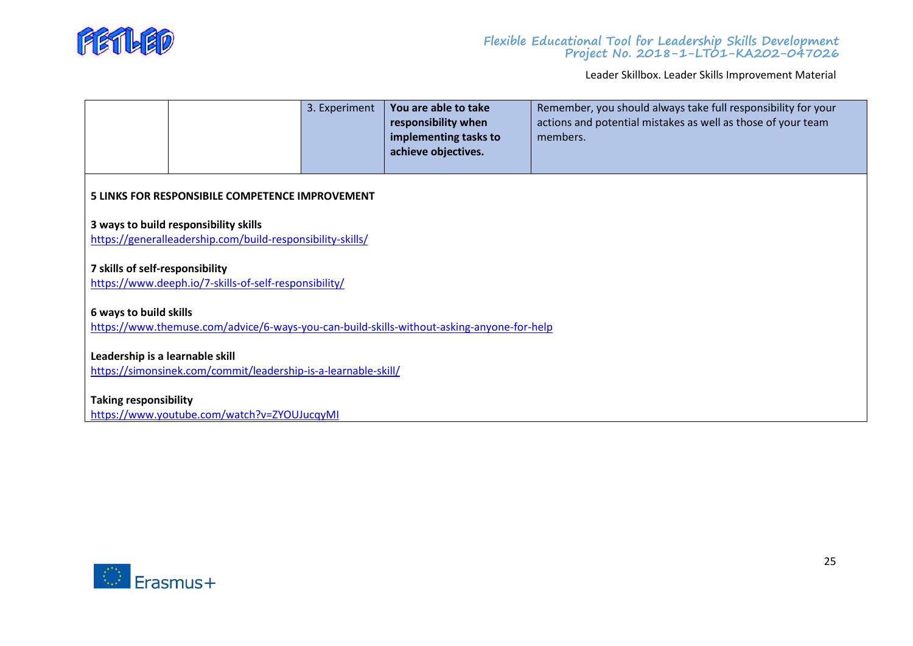| | | 3. Experiment | **You are able to take responsibility when implementing tasks to achieve objectives.** | Remember, you should always take full responsibility for your actions and potential mistakes as well as those of your team members. |
|---|---|---|---|---|

**5 LINKS FOR RESPONSIBILE COMPETENCE IMPROVEMENT**

**3 ways to build responsibility skills**
https://generalleadership.com/build-responsibility-skills/

**7 skills of self-responsibility**
https://www.deeph.io/7-skills-of-self-responsibility/

**6 ways to build skills**
https://www.themuse.com/advice/6-ways-you-can-build-skills-without-asking-anyone-for-help

**Leadership is a learnable skill**
https://simonsinek.com/commit/leadership-is-a-learnable-skill/

**Taking responsibility**
https://www.youtube.com/watch?v=ZYOUJucqyMI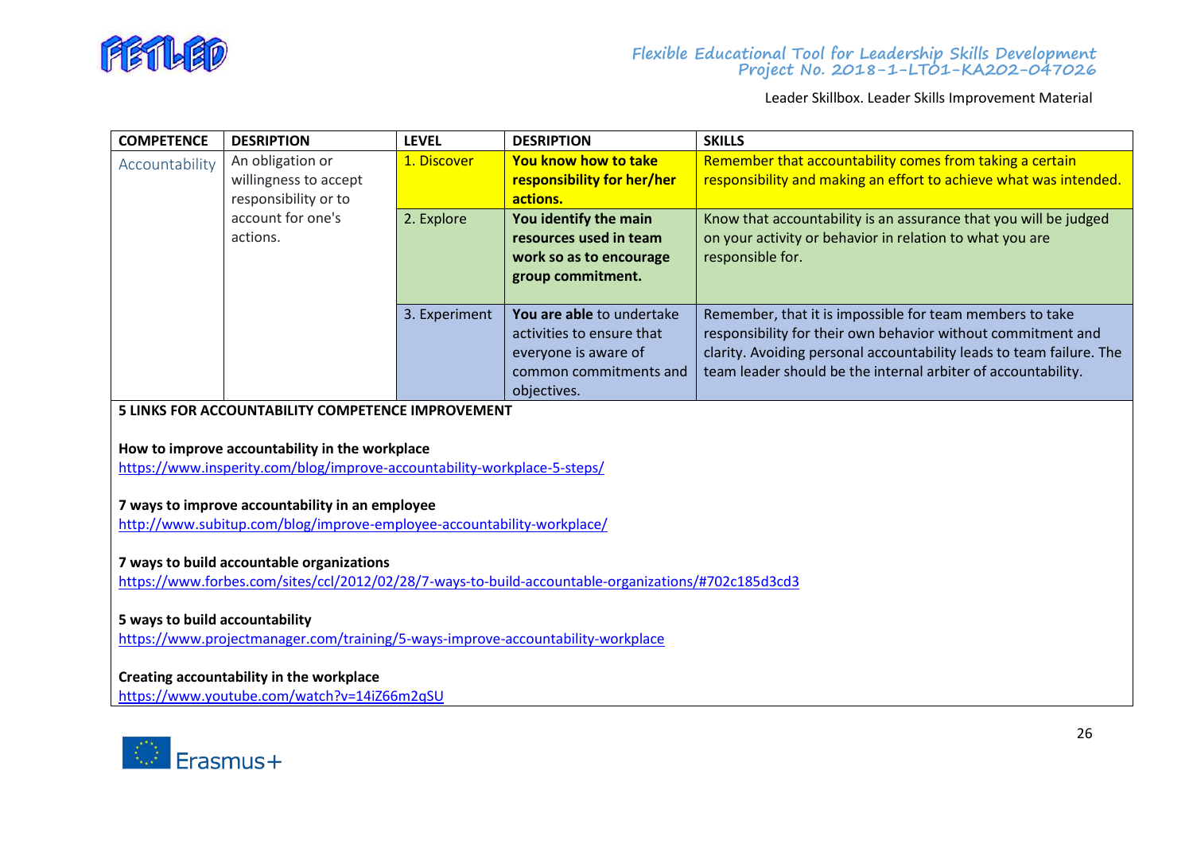| COMPETENCE | DESRIPTION | LEVEL | DESRIPTION | SKILLS |
|---|---|---|---|---|
| Accountability | An obligation or willingness to accept responsibility or to account for one's actions. | 1. Discover | **You know how to take responsibility for her/her actions.** | Remember that accountability comes from taking a certain responsibility and making an effort to achieve what was intended. |
| | | 2. Explore | **You identify the main resources used in team work so as to encourage group commitment.** | Know that accountability is an assurance that you will be judged on your activity or behavior in relation to what you are responsible for. |
| | | 3. Experiment | **You are able** to undertake activities to ensure that everyone is aware of common commitments and objectives. | Remember, that it is impossible for team members to take responsibility for their own behavior without commitment and clarity. Avoiding personal accountability leads to team failure. The team leader should be the internal arbiter of accountability. |

**5 LINKS FOR ACCOUNTABILITY COMPETENCE IMPROVEMENT**

**How to improve accountability in the workplace**
https://www.insperity.com/blog/improve-accountability-workplace-5-steps/

**7 ways to improve accountability in an employee**
http://www.subitup.com/blog/improve-employee-accountability-workplace/

**7 ways to build accountable organizations**
https://www.forbes.com/sites/ccl/2012/02/28/7-ways-to-build-accountable-organizations/#702c185d3cd3

**5 ways to build accountability**
https://www.projectmanager.com/training/5-ways-improve-accountability-workplace

**Creating accountability in the workplace**
https://www.youtube.com/watch?v=14iZ66m2qSU